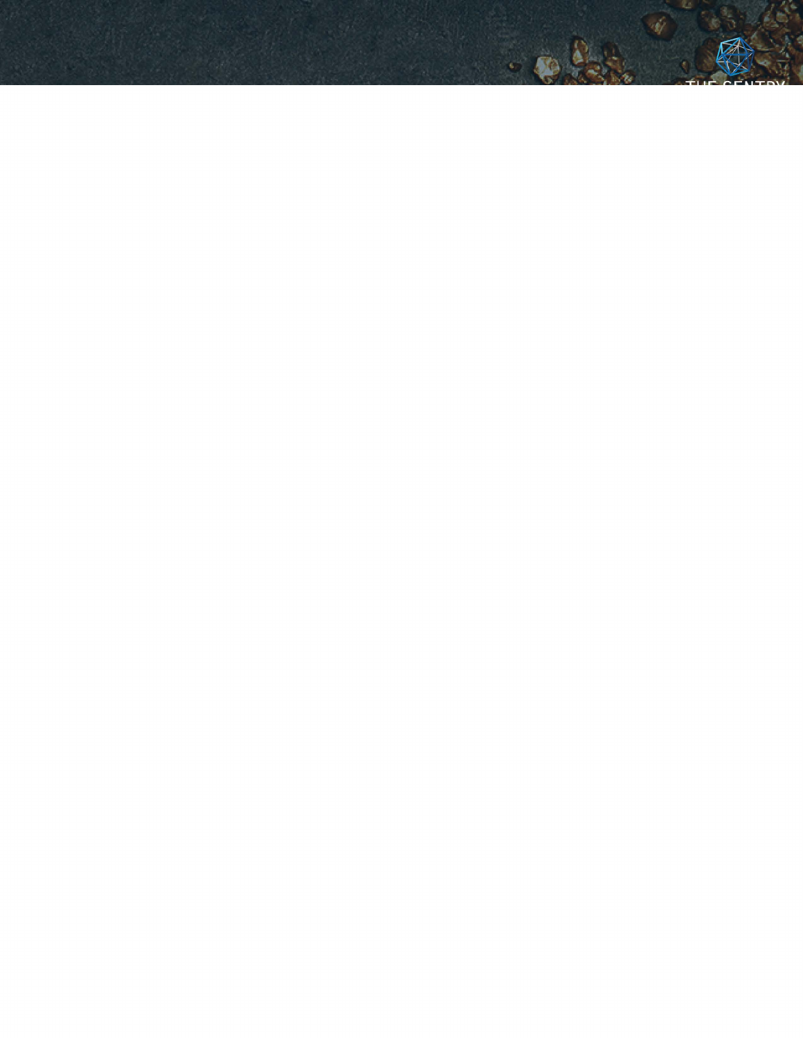THE SENTRY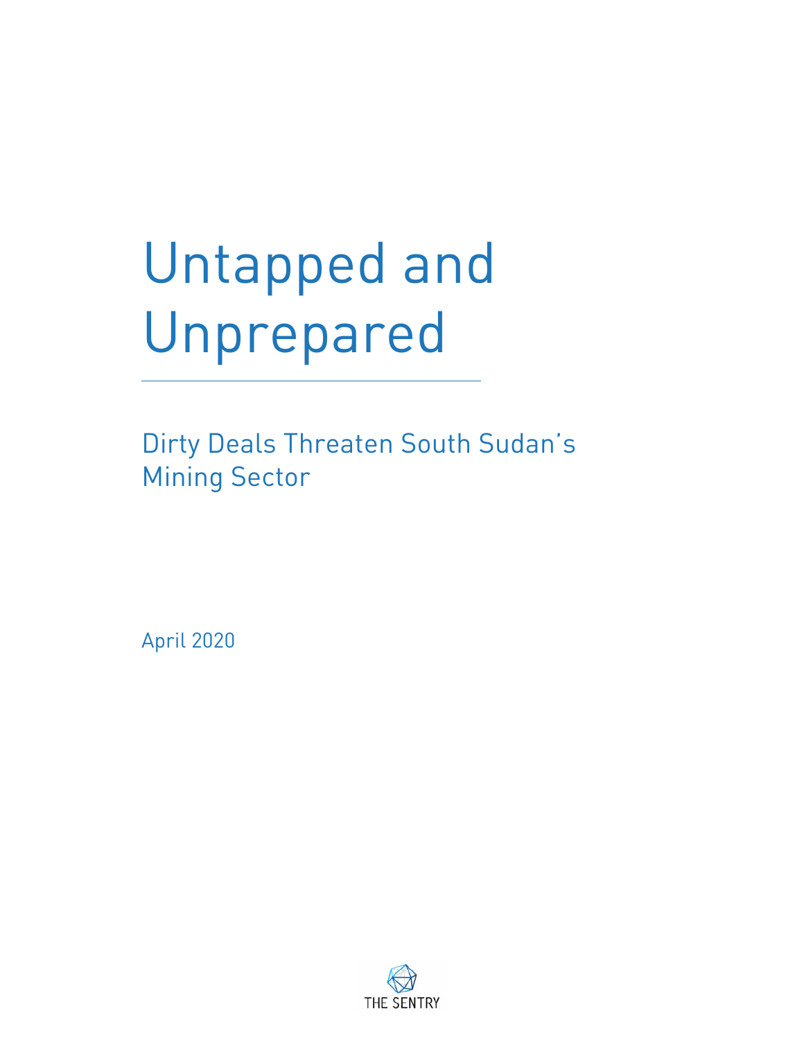# Untapped and Unprepared

## Dirty Deals Threaten South Sudan's Mining Sector

April 2020

THE SENTRY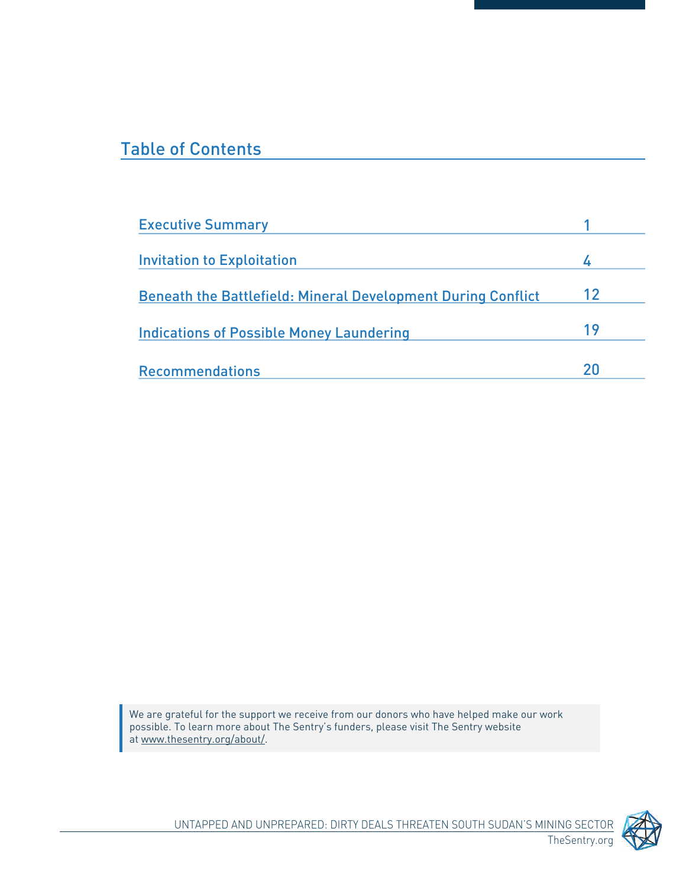## Table of Contents

| | |
|---|---|
| Executive Summary | 1 |
| Invitation to Exploitation | 4 |
| Beneath the Battlefield: Mineral Development During Conflict | 12 |
| Indications of Possible Money Laundering | 19 |
| Recommendations | 20 |

We are grateful for the support we receive from our donors who have helped make our work possible. To learn more about The Sentry's funders, please visit The Sentry website at www.thesentry.org/about/.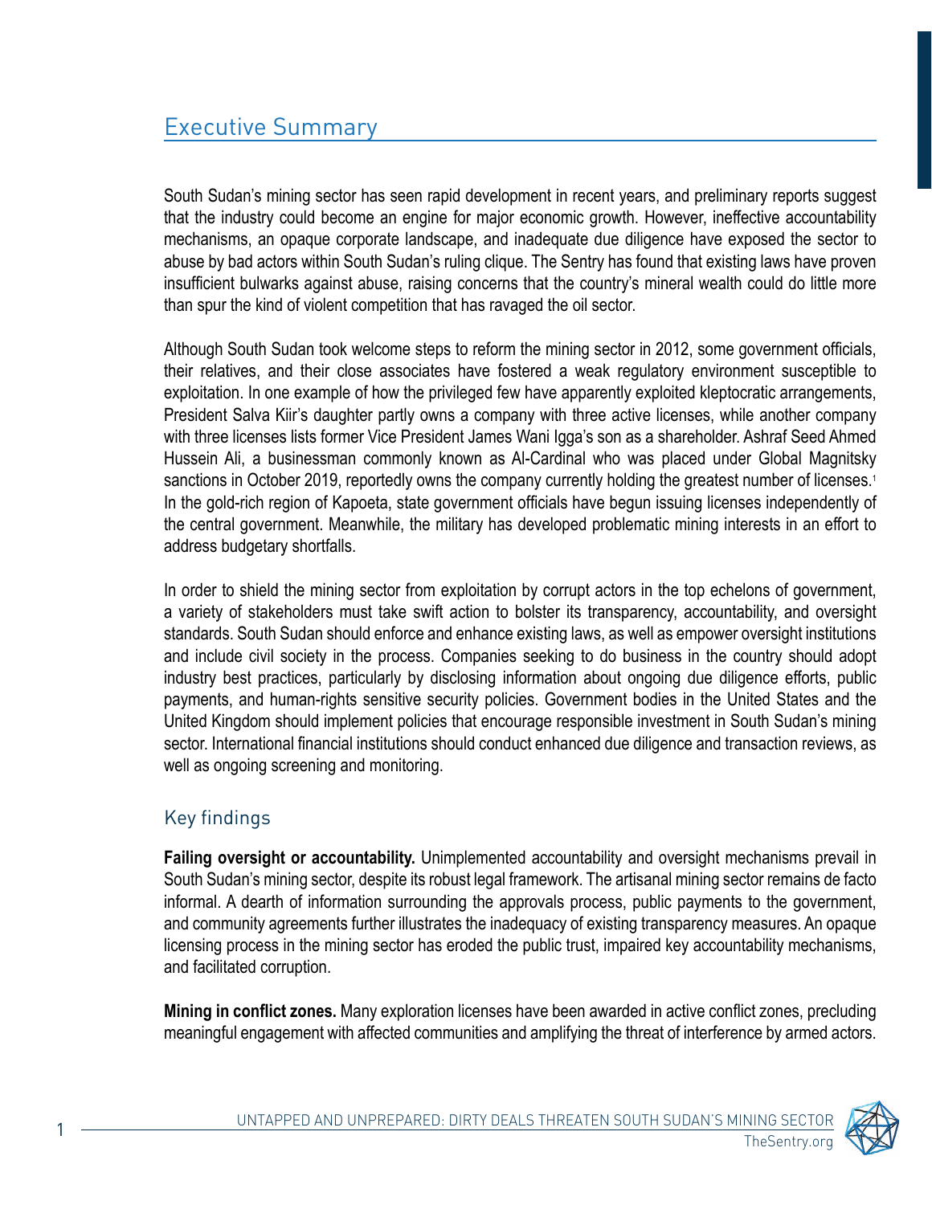## Executive Summary

South Sudan's mining sector has seen rapid development in recent years, and preliminary reports suggest that the industry could become an engine for major economic growth. However, ineffective accountability mechanisms, an opaque corporate landscape, and inadequate due diligence have exposed the sector to abuse by bad actors within South Sudan's ruling clique. The Sentry has found that existing laws have proven insufficient bulwarks against abuse, raising concerns that the country's mineral wealth could do little more than spur the kind of violent competition that has ravaged the oil sector.

Although South Sudan took welcome steps to reform the mining sector in 2012, some government officials, their relatives, and their close associates have fostered a weak regulatory environment susceptible to exploitation. In one example of how the privileged few have apparently exploited kleptocratic arrangements, President Salva Kiir's daughter partly owns a company with three active licenses, while another company with three licenses lists former Vice President James Wani Igga's son as a shareholder. Ashraf Seed Ahmed Hussein Ali, a businessman commonly known as Al-Cardinal who was placed under Global Magnitsky sanctions in October 2019, reportedly owns the company currently holding the greatest number of licenses.[1] In the gold-rich region of Kapoeta, state government officials have begun issuing licenses independently of the central government. Meanwhile, the military has developed problematic mining interests in an effort to address budgetary shortfalls.

In order to shield the mining sector from exploitation by corrupt actors in the top echelons of government, a variety of stakeholders must take swift action to bolster its transparency, accountability, and oversight standards. South Sudan should enforce and enhance existing laws, as well as empower oversight institutions and include civil society in the process. Companies seeking to do business in the country should adopt industry best practices, particularly by disclosing information about ongoing due diligence efforts, public payments, and human-rights sensitive security policies. Government bodies in the United States and the United Kingdom should implement policies that encourage responsible investment in South Sudan's mining sector. International financial institutions should conduct enhanced due diligence and transaction reviews, as well as ongoing screening and monitoring.

### Key findings

**Failing oversight or accountability.** Unimplemented accountability and oversight mechanisms prevail in South Sudan's mining sector, despite its robust legal framework. The artisanal mining sector remains de facto informal. A dearth of information surrounding the approvals process, public payments to the government, and community agreements further illustrates the inadequacy of existing transparency measures. An opaque licensing process in the mining sector has eroded the public trust, impaired key accountability mechanisms, and facilitated corruption.

**Mining in conflict zones.** Many exploration licenses have been awarded in active conflict zones, precluding meaningful engagement with affected communities and amplifying the threat of interference by armed actors.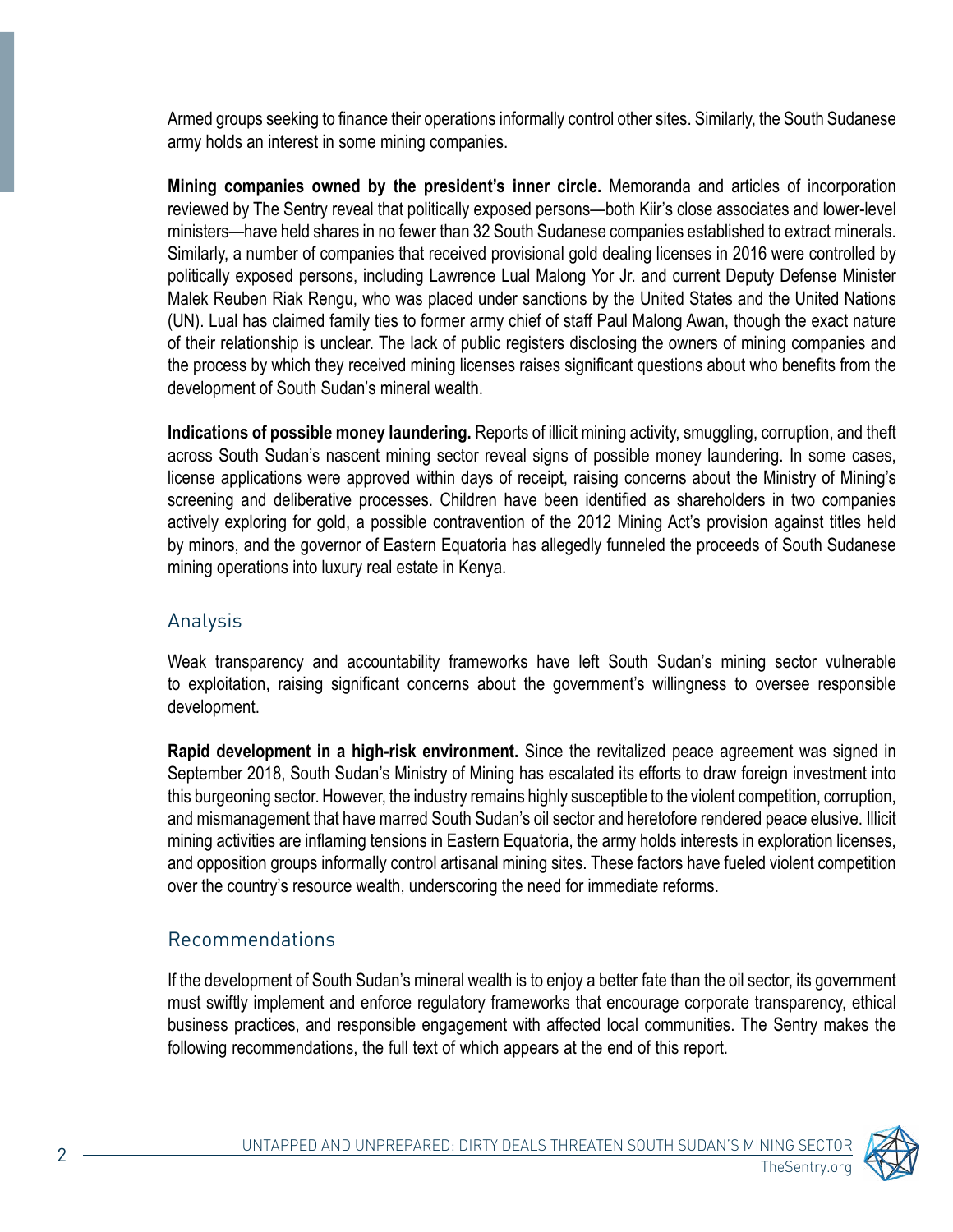Armed groups seeking to finance their operations informally control other sites. Similarly, the South Sudanese army holds an interest in some mining companies.

**Mining companies owned by the president's inner circle.** Memoranda and articles of incorporation reviewed by The Sentry reveal that politically exposed persons—both Kiir's close associates and lower-level ministers—have held shares in no fewer than 32 South Sudanese companies established to extract minerals. Similarly, a number of companies that received provisional gold dealing licenses in 2016 were controlled by politically exposed persons, including Lawrence Lual Malong Yor Jr. and current Deputy Defense Minister Malek Reuben Riak Rengu, who was placed under sanctions by the United States and the United Nations (UN). Lual has claimed family ties to former army chief of staff Paul Malong Awan, though the exact nature of their relationship is unclear. The lack of public registers disclosing the owners of mining companies and the process by which they received mining licenses raises significant questions about who benefits from the development of South Sudan's mineral wealth.

**Indications of possible money laundering.** Reports of illicit mining activity, smuggling, corruption, and theft across South Sudan's nascent mining sector reveal signs of possible money laundering. In some cases, license applications were approved within days of receipt, raising concerns about the Ministry of Mining's screening and deliberative processes. Children have been identified as shareholders in two companies actively exploring for gold, a possible contravention of the 2012 Mining Act's provision against titles held by minors, and the governor of Eastern Equatoria has allegedly funneled the proceeds of South Sudanese mining operations into luxury real estate in Kenya.

## Analysis

Weak transparency and accountability frameworks have left South Sudan's mining sector vulnerable to exploitation, raising significant concerns about the government's willingness to oversee responsible development.

**Rapid development in a high-risk environment.** Since the revitalized peace agreement was signed in September 2018, South Sudan's Ministry of Mining has escalated its efforts to draw foreign investment into this burgeoning sector. However, the industry remains highly susceptible to the violent competition, corruption, and mismanagement that have marred South Sudan's oil sector and heretofore rendered peace elusive. Illicit mining activities are inflaming tensions in Eastern Equatoria, the army holds interests in exploration licenses, and opposition groups informally control artisanal mining sites. These factors have fueled violent competition over the country's resource wealth, underscoring the need for immediate reforms.

## Recommendations

If the development of South Sudan's mineral wealth is to enjoy a better fate than the oil sector, its government must swiftly implement and enforce regulatory frameworks that encourage corporate transparency, ethical business practices, and responsible engagement with affected local communities. The Sentry makes the following recommendations, the full text of which appears at the end of this report.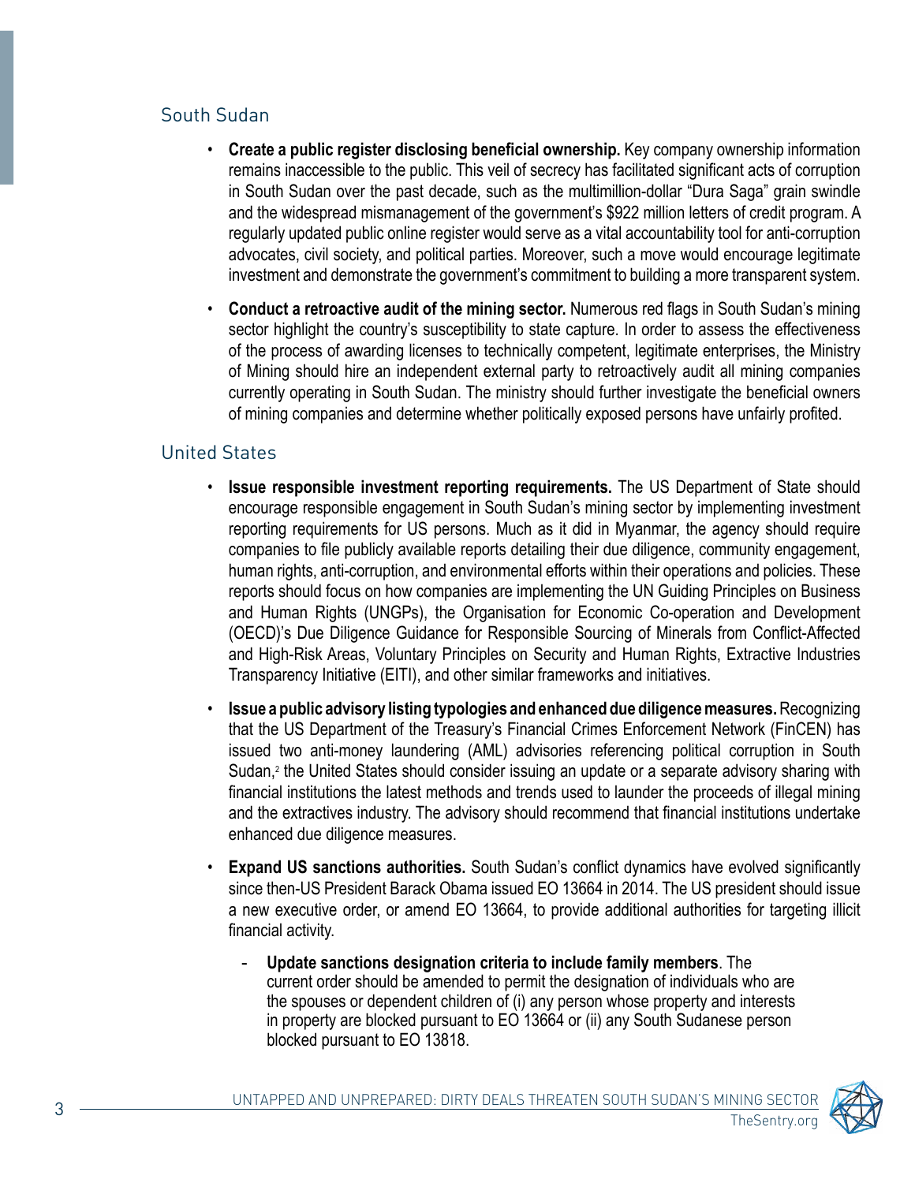## South Sudan

- **Create a public register disclosing beneficial ownership.** Key company ownership information remains inaccessible to the public. This veil of secrecy has facilitated significant acts of corruption in South Sudan over the past decade, such as the multimillion-dollar "Dura Saga" grain swindle and the widespread mismanagement of the government's $922 million letters of credit program. A regularly updated public online register would serve as a vital accountability tool for anti-corruption advocates, civil society, and political parties. Moreover, such a move would encourage legitimate investment and demonstrate the government's commitment to building a more transparent system.
- **Conduct a retroactive audit of the mining sector.** Numerous red flags in South Sudan's mining sector highlight the country's susceptibility to state capture. In order to assess the effectiveness of the process of awarding licenses to technically competent, legitimate enterprises, the Ministry of Mining should hire an independent external party to retroactively audit all mining companies currently operating in South Sudan. The ministry should further investigate the beneficial owners of mining companies and determine whether politically exposed persons have unfairly profited.

## United States

- **Issue responsible investment reporting requirements.** The US Department of State should encourage responsible engagement in South Sudan's mining sector by implementing investment reporting requirements for US persons. Much as it did in Myanmar, the agency should require companies to file publicly available reports detailing their due diligence, community engagement, human rights, anti-corruption, and environmental efforts within their operations and policies. These reports should focus on how companies are implementing the UN Guiding Principles on Business and Human Rights (UNGPs), the Organisation for Economic Co-operation and Development (OECD)'s Due Diligence Guidance for Responsible Sourcing of Minerals from Conflict-Affected and High-Risk Areas, Voluntary Principles on Security and Human Rights, Extractive Industries Transparency Initiative (EITI), and other similar frameworks and initiatives.
- **Issue a public advisory listing typologies and enhanced due diligence measures.** Recognizing that the US Department of the Treasury's Financial Crimes Enforcement Network (FinCEN) has issued two anti-money laundering (AML) advisories referencing political corruption in South Sudan,[2] the United States should consider issuing an update or a separate advisory sharing with financial institutions the latest methods and trends used to launder the proceeds of illegal mining and the extractives industry. The advisory should recommend that financial institutions undertake enhanced due diligence measures.
- **Expand US sanctions authorities.** South Sudan's conflict dynamics have evolved significantly since then-US President Barack Obama issued EO 13664 in 2014. The US president should issue a new executive order, or amend EO 13664, to provide additional authorities for targeting illicit financial activity.
  - **Update sanctions designation criteria to include family members**. The current order should be amended to permit the designation of individuals who are the spouses or dependent children of (i) any person whose property and interests in property are blocked pursuant to EO 13664 or (ii) any South Sudanese person blocked pursuant to EO 13818.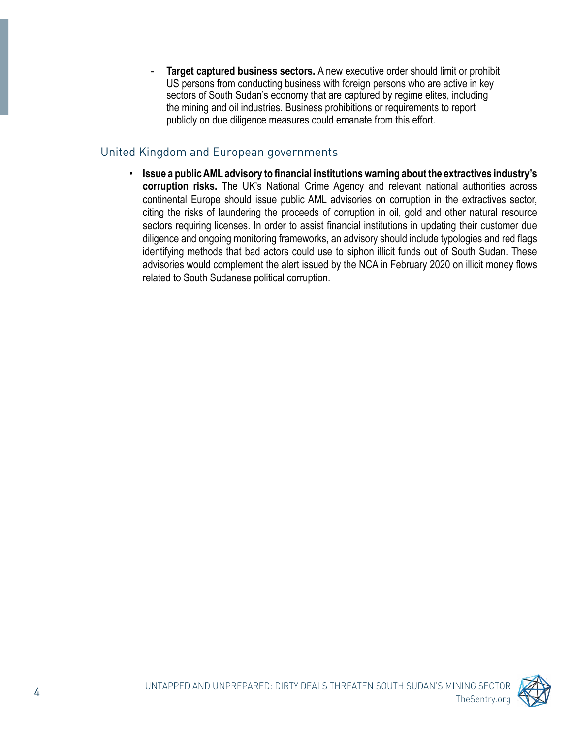- **Target captured business sectors.** A new executive order should limit or prohibit US persons from conducting business with foreign persons who are active in key sectors of South Sudan's economy that are captured by regime elites, including the mining and oil industries. Business prohibitions or requirements to report publicly on due diligence measures could emanate from this effort.

## United Kingdom and European governments

- **Issue a public AML advisory to financial institutions warning about the extractives industry's corruption risks.** The UK's National Crime Agency and relevant national authorities across continental Europe should issue public AML advisories on corruption in the extractives sector, citing the risks of laundering the proceeds of corruption in oil, gold and other natural resource sectors requiring licenses. In order to assist financial institutions in updating their customer due diligence and ongoing monitoring frameworks, an advisory should include typologies and red flags identifying methods that bad actors could use to siphon illicit funds out of South Sudan. These advisories would complement the alert issued by the NCA in February 2020 on illicit money flows related to South Sudanese political corruption.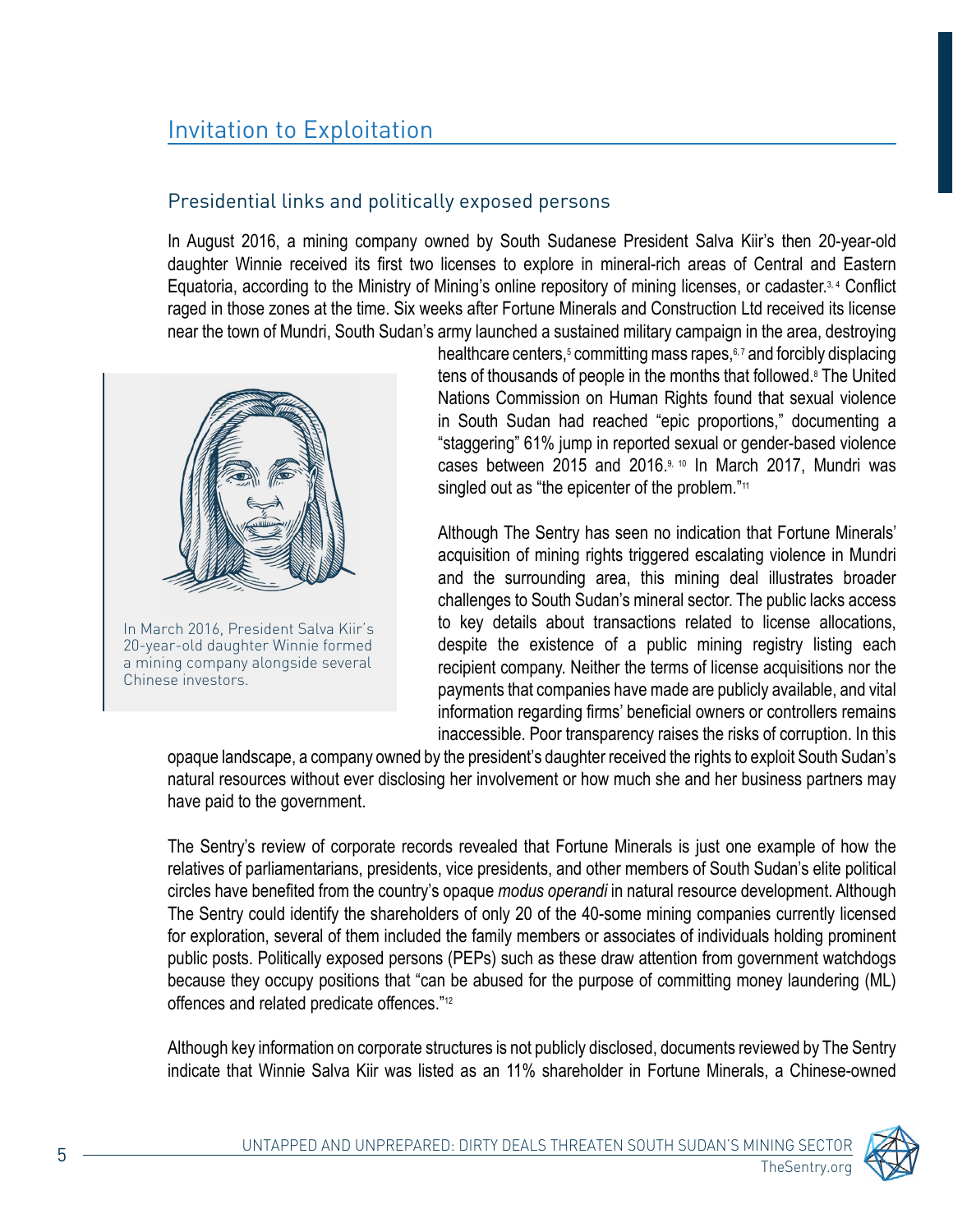# Invitation to Exploitation

## Presidential links and politically exposed persons

In August 2016, a mining company owned by South Sudanese President Salva Kiir's then 20-year-old daughter Winnie received its first two licenses to explore in mineral-rich areas of Central and Eastern Equatoria, according to the Ministry of Mining's online repository of mining licenses, or cadaster.[3, 4] Conflict raged in those zones at the time. Six weeks after Fortune Minerals and Construction Ltd received its license near the town of Mundri, South Sudan's army launched a sustained military campaign in the area, destroying healthcare centers,[5] committing mass rapes,[6, 7] and forcibly displacing tens of thousands of people in the months that followed.[8] The United Nations Commission on Human Rights found that sexual violence in South Sudan had reached "epic proportions," documenting a "staggering" 61% jump in reported sexual or gender-based violence cases between 2015 and 2016.[9, 10] In March 2017, Mundri was singled out as "the epicenter of the problem."[11]

In March 2016, President Salva Kiir's 20-year-old daughter Winnie formed a mining company alongside several Chinese investors.

Although The Sentry has seen no indication that Fortune Minerals' acquisition of mining rights triggered escalating violence in Mundri and the surrounding area, this mining deal illustrates broader challenges to South Sudan's mineral sector. The public lacks access to key details about transactions related to license allocations, despite the existence of a public mining registry listing each recipient company. Neither the terms of license acquisitions nor the payments that companies have made are publicly available, and vital information regarding firms' beneficial owners or controllers remains inaccessible. Poor transparency raises the risks of corruption. In this opaque landscape, a company owned by the president's daughter received the rights to exploit South Sudan's natural resources without ever disclosing her involvement or how much she and her business partners may have paid to the government.

The Sentry's review of corporate records revealed that Fortune Minerals is just one example of how the relatives of parliamentarians, presidents, vice presidents, and other members of South Sudan's elite political circles have benefited from the country's opaque *modus operandi* in natural resource development. Although The Sentry could identify the shareholders of only 20 of the 40-some mining companies currently licensed for exploration, several of them included the family members or associates of individuals holding prominent public posts. Politically exposed persons (PEPs) such as these draw attention from government watchdogs because they occupy positions that "can be abused for the purpose of committing money laundering (ML) offences and related predicate offences."[12]

Although key information on corporate structures is not publicly disclosed, documents reviewed by The Sentry indicate that Winnie Salva Kiir was listed as an 11% shareholder in Fortune Minerals, a Chinese-owned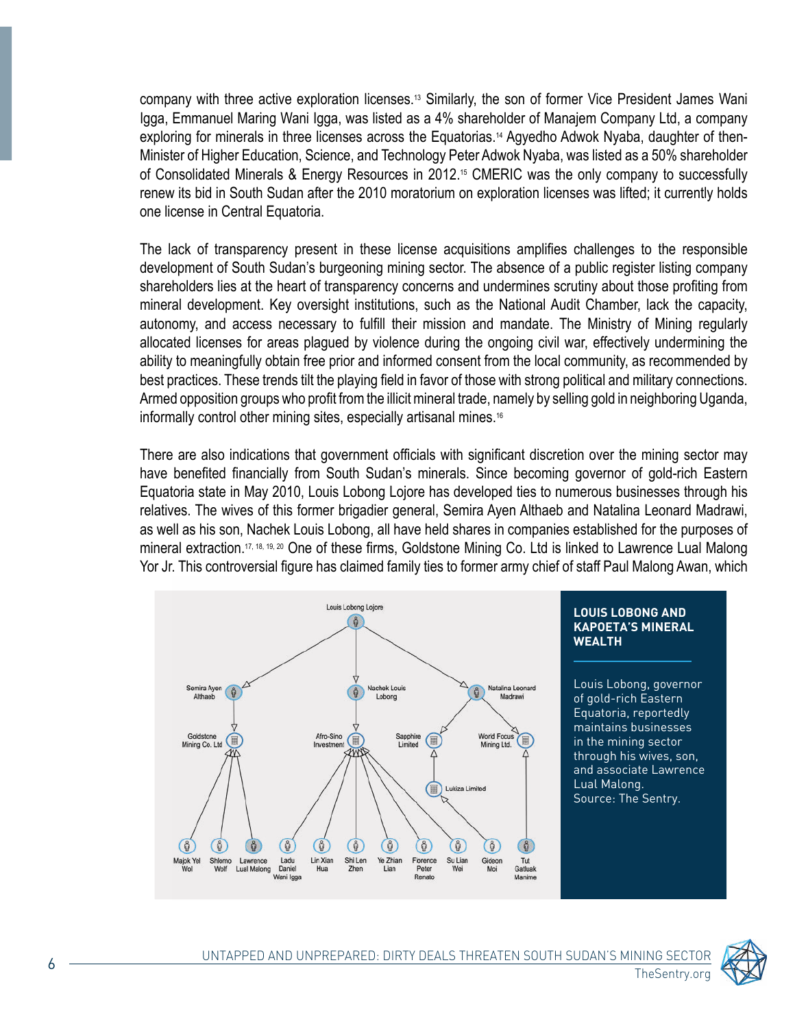company with three active exploration licenses.[13] Similarly, the son of former Vice President James Wani Igga, Emmanuel Maring Wani Igga, was listed as a 4% shareholder of Manajem Company Ltd, a company exploring for minerals in three licenses across the Equatorias.[14] Agyedho Adwok Nyaba, daughter of then-Minister of Higher Education, Science, and Technology Peter Adwok Nyaba, was listed as a 50% shareholder of Consolidated Minerals & Energy Resources in 2012.[15] CMERIC was the only company to successfully renew its bid in South Sudan after the 2010 moratorium on exploration licenses was lifted; it currently holds one license in Central Equatoria.

The lack of transparency present in these license acquisitions amplifies challenges to the responsible development of South Sudan's burgeoning mining sector. The absence of a public register listing company shareholders lies at the heart of transparency concerns and undermines scrutiny about those profiting from mineral development. Key oversight institutions, such as the National Audit Chamber, lack the capacity, autonomy, and access necessary to fulfill their mission and mandate. The Ministry of Mining regularly allocated licenses for areas plagued by violence during the ongoing civil war, effectively undermining the ability to meaningfully obtain free prior and informed consent from the local community, as recommended by best practices. These trends tilt the playing field in favor of those with strong political and military connections. Armed opposition groups who profit from the illicit mineral trade, namely by selling gold in neighboring Uganda, informally control other mining sites, especially artisanal mines.[16]

There are also indications that government officials with significant discretion over the mining sector may have benefited financially from South Sudan's minerals. Since becoming governor of gold-rich Eastern Equatoria state in May 2010, Louis Lobong Lojore has developed ties to numerous businesses through his relatives. The wives of this former brigadier general, Semira Ayen Althaeb and Natalina Leonard Madrawi, as well as his son, Nachek Louis Lobong, all have held shares in companies established for the purposes of mineral extraction.[17, 18, 19, 20] One of these firms, Goldstone Mining Co. Ltd is linked to Lawrence Lual Malong Yor Jr. This controversial figure has claimed family ties to former army chief of staff Paul Malong Awan, which

**LOUIS LOBONG AND KAPOETA'S MINERAL WEALTH**

Louis Lobong, governor of gold-rich Eastern Equatoria, reportedly maintains businesses in the mining sector through his wives, son, and associate Lawrence Lual Malong. Source: The Sentry.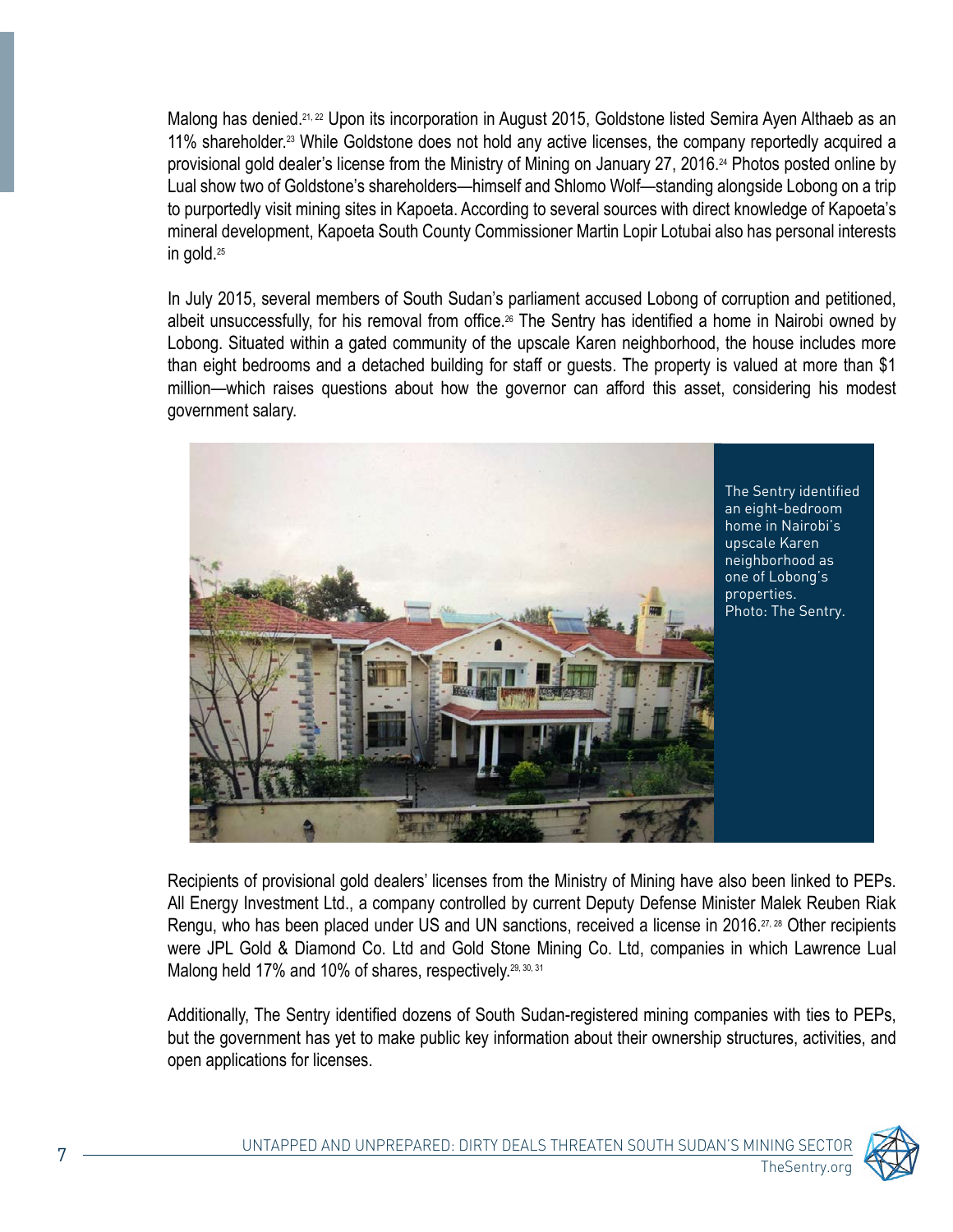Malong has denied.[21, 22] Upon its incorporation in August 2015, Goldstone listed Semira Ayen Althaeb as an 11% shareholder.[23] While Goldstone does not hold any active licenses, the company reportedly acquired a provisional gold dealer's license from the Ministry of Mining on January 27, 2016.[24] Photos posted online by Lual show two of Goldstone's shareholders—himself and Shlomo Wolf—standing alongside Lobong on a trip to purportedly visit mining sites in Kapoeta. According to several sources with direct knowledge of Kapoeta's mineral development, Kapoeta South County Commissioner Martin Lopir Lotubai also has personal interests in gold.[25]

In July 2015, several members of South Sudan's parliament accused Lobong of corruption and petitioned, albeit unsuccessfully, for his removal from office.[26] The Sentry has identified a home in Nairobi owned by Lobong. Situated within a gated community of the upscale Karen neighborhood, the house includes more than eight bedrooms and a detached building for staff or guests. The property is valued at more than $1 million—which raises questions about how the governor can afford this asset, considering his modest government salary.

The Sentry identified an eight-bedroom home in Nairobi's upscale Karen neighborhood as one of Lobong's properties. Photo: The Sentry.

Recipients of provisional gold dealers' licenses from the Ministry of Mining have also been linked to PEPs. All Energy Investment Ltd., a company controlled by current Deputy Defense Minister Malek Reuben Riak Rengu, who has been placed under US and UN sanctions, received a license in 2016.[27, 28] Other recipients were JPL Gold & Diamond Co. Ltd and Gold Stone Mining Co. Ltd, companies in which Lawrence Lual Malong held 17% and 10% of shares, respectively.[29, 30, 31]

Additionally, The Sentry identified dozens of South Sudan-registered mining companies with ties to PEPs, but the government has yet to make public key information about their ownership structures, activities, and open applications for licenses.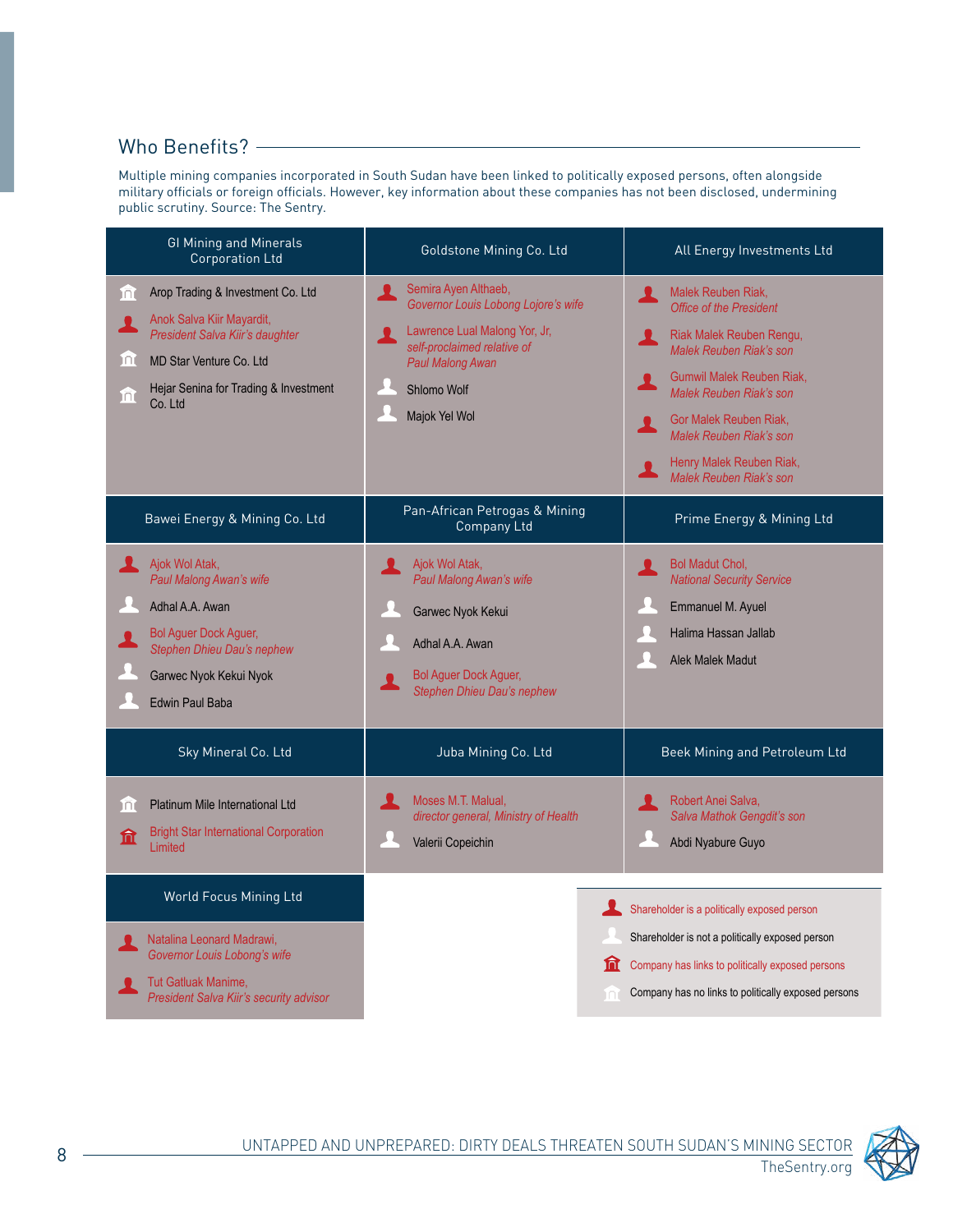## Who Benefits?

Multiple mining companies incorporated in South Sudan have been linked to politically exposed persons, often alongside military officials or foreign officials. However, key information about these companies has not been disclosed, undermining public scrutiny. Source: The Sentry.

| GI Mining and Minerals Corporation Ltd | Goldstone Mining Co. Ltd | All Energy Investments Ltd |
|---|---|---|
| Arop Trading & Investment Co. Ltd (company has no links to politically exposed persons)<br>Anok Salva Kiir Mayardit, *President Salva Kiir's daughter* (politically exposed person)<br>MD Star Venture Co. Ltd (company has no links to politically exposed persons)<br>Hejar Senina for Trading & Investment Co. Ltd (company has no links to politically exposed persons) | Semira Ayen Althaeb, *Governor Louis Lobong Lojore's wife* (politically exposed person)<br>Lawrence Lual Malong Yor, Jr, *self-proclaimed relative of Paul Malong Awan* (politically exposed person)<br>Shlomo Wolf<br>Majok Yel Wol | Malek Reuben Riak, *Office of the President* (politically exposed person)<br>Riak Malek Reuben Rengu, *Malek Reuben Riak's son* (politically exposed person)<br>Gumwil Malek Reuben Riak, *Malek Reuben Riak's son* (politically exposed person)<br>Gor Malek Reuben Riak, *Malek Reuben Riak's son* (politically exposed person)<br>Henry Malek Reuben Riak, *Malek Reuben Riak's son* (politically exposed person) |

| Bawei Energy & Mining Co. Ltd | Pan-African Petrogas & Mining Company Ltd | Prime Energy & Mining Ltd |
|---|---|---|
| Ajok Wol Atak, *Paul Malong Awan's wife* (politically exposed person)<br>Adhal A.A. Awan<br>Bol Aguer Dock Aguer, *Stephen Dhieu Dau's nephew* (politically exposed person)<br>Garwec Nyok Kekui Nyok<br>Edwin Paul Baba | Ajok Wol Atak, *Paul Malong Awan's wife* (politically exposed person)<br>Garwec Nyok Kekui<br>Adhal A.A. Awan<br>Bol Aguer Dock Aguer, *Stephen Dhieu Dau's nephew* (politically exposed person) | Bol Madut Chol, *National Security Service* (politically exposed person)<br>Emmanuel M. Ayuel<br>Halima Hassan Jallab<br>Alek Malek Madut |

| Sky Mineral Co. Ltd | Juba Mining Co. Ltd | Beek Mining and Petroleum Ltd |
|---|---|---|
| Platinum Mile International Ltd (company has no links to politically exposed persons)<br>Bright Star International Corporation Limited (company has links to politically exposed persons) | Moses M.T. Malual, *director general, Ministry of Health* (politically exposed person)<br>Valerii Copeichin | Robert Anei Salva, *Salva Mathok Gengdit's son* (politically exposed person)<br>Abdi Nyabure Guyo |

| World Focus Mining Ltd |
|---|
| Natalina Leonard Madrawi, *Governor Louis Lobong's wife* (politically exposed person)<br>Tut Gatluak Manime, *President Salva Kiir's security advisor* (politically exposed person) |

Legend:
- Shareholder is a politically exposed person
- Shareholder is not a politically exposed person
- Company has links to politically exposed persons
- Company has no links to politically exposed persons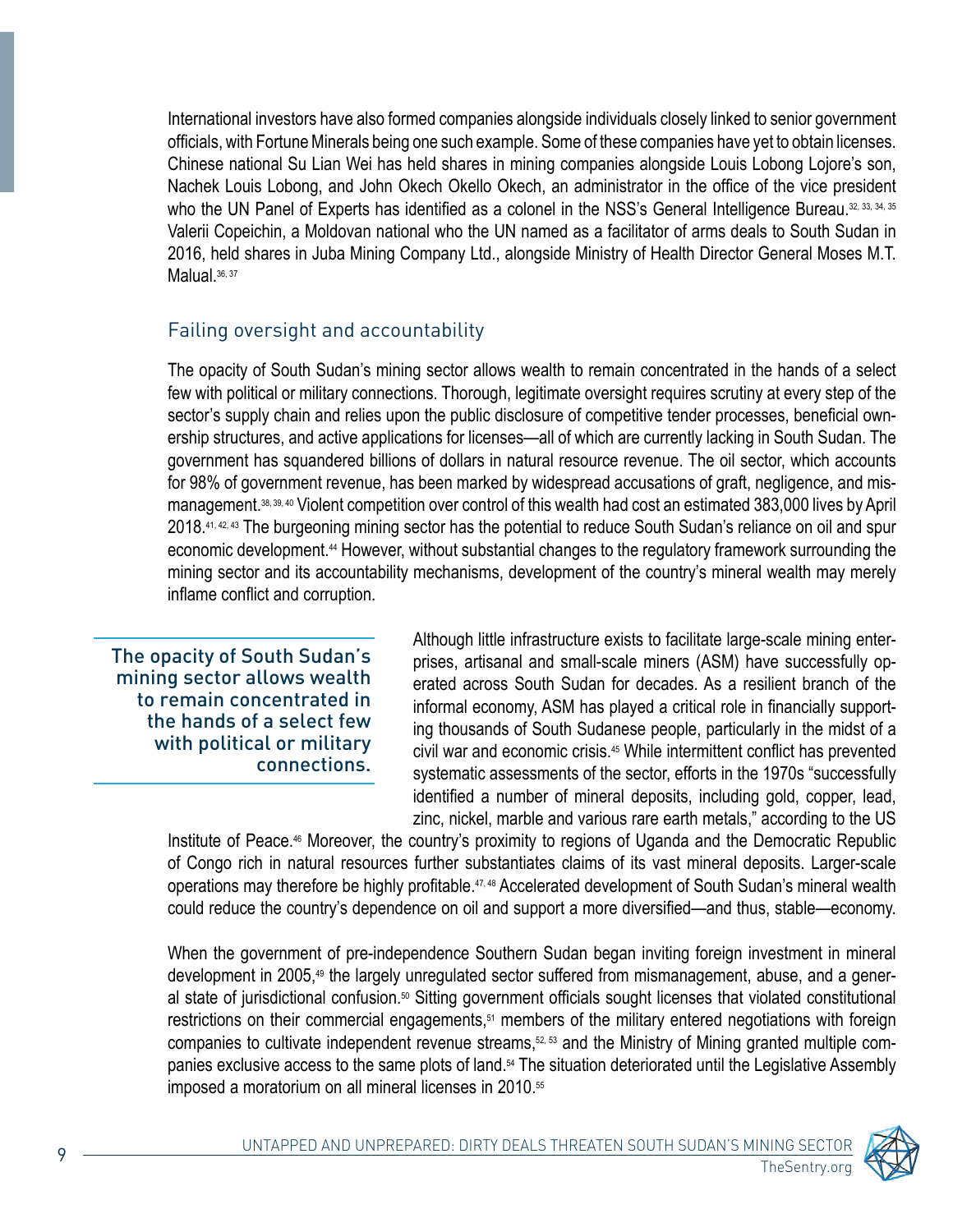International investors have also formed companies alongside individuals closely linked to senior government officials, with Fortune Minerals being one such example. Some of these companies have yet to obtain licenses. Chinese national Su Lian Wei has held shares in mining companies alongside Louis Lobong Lojore's son, Nachek Louis Lobong, and John Okech Okello Okech, an administrator in the office of the vice president who the UN Panel of Experts has identified as a colonel in the NSS's General Intelligence Bureau.[32, 33, 34, 35] Valerii Copeichin, a Moldovan national who the UN named as a facilitator of arms deals to South Sudan in 2016, held shares in Juba Mining Company Ltd., alongside Ministry of Health Director General Moses M.T. Malual.[36, 37]

## Failing oversight and accountability

The opacity of South Sudan's mining sector allows wealth to remain concentrated in the hands of a select few with political or military connections. Thorough, legitimate oversight requires scrutiny at every step of the sector's supply chain and relies upon the public disclosure of competitive tender processes, beneficial ownership structures, and active applications for licenses—all of which are currently lacking in South Sudan. The government has squandered billions of dollars in natural resource revenue. The oil sector, which accounts for 98% of government revenue, has been marked by widespread accusations of graft, negligence, and mismanagement.[38, 39, 40] Violent competition over control of this wealth had cost an estimated 383,000 lives by April 2018.[41, 42, 43] The burgeoning mining sector has the potential to reduce South Sudan's reliance on oil and spur economic development.[44] However, without substantial changes to the regulatory framework surrounding the mining sector and its accountability mechanisms, development of the country's mineral wealth may merely inflame conflict and corruption.

> The opacity of South Sudan's mining sector allows wealth to remain concentrated in the hands of a select few with political or military connections.

Although little infrastructure exists to facilitate large-scale mining enterprises, artisanal and small-scale miners (ASM) have successfully operated across South Sudan for decades. As a resilient branch of the informal economy, ASM has played a critical role in financially supporting thousands of South Sudanese people, particularly in the midst of a civil war and economic crisis.[45] While intermittent conflict has prevented systematic assessments of the sector, efforts in the 1970s "successfully identified a number of mineral deposits, including gold, copper, lead, zinc, nickel, marble and various rare earth metals," according to the US Institute of Peace.[46] Moreover, the country's proximity to regions of Uganda and the Democratic Republic of Congo rich in natural resources further substantiates claims of its vast mineral deposits. Larger-scale operations may therefore be highly profitable.[47, 48] Accelerated development of South Sudan's mineral wealth could reduce the country's dependence on oil and support a more diversified—and thus, stable—economy.

When the government of pre-independence Southern Sudan began inviting foreign investment in mineral development in 2005,[49] the largely unregulated sector suffered from mismanagement, abuse, and a general state of jurisdictional confusion.[50] Sitting government officials sought licenses that violated constitutional restrictions on their commercial engagements,[51] members of the military entered negotiations with foreign companies to cultivate independent revenue streams,[52, 53] and the Ministry of Mining granted multiple companies exclusive access to the same plots of land.[54] The situation deteriorated until the Legislative Assembly imposed a moratorium on all mineral licenses in 2010.[55]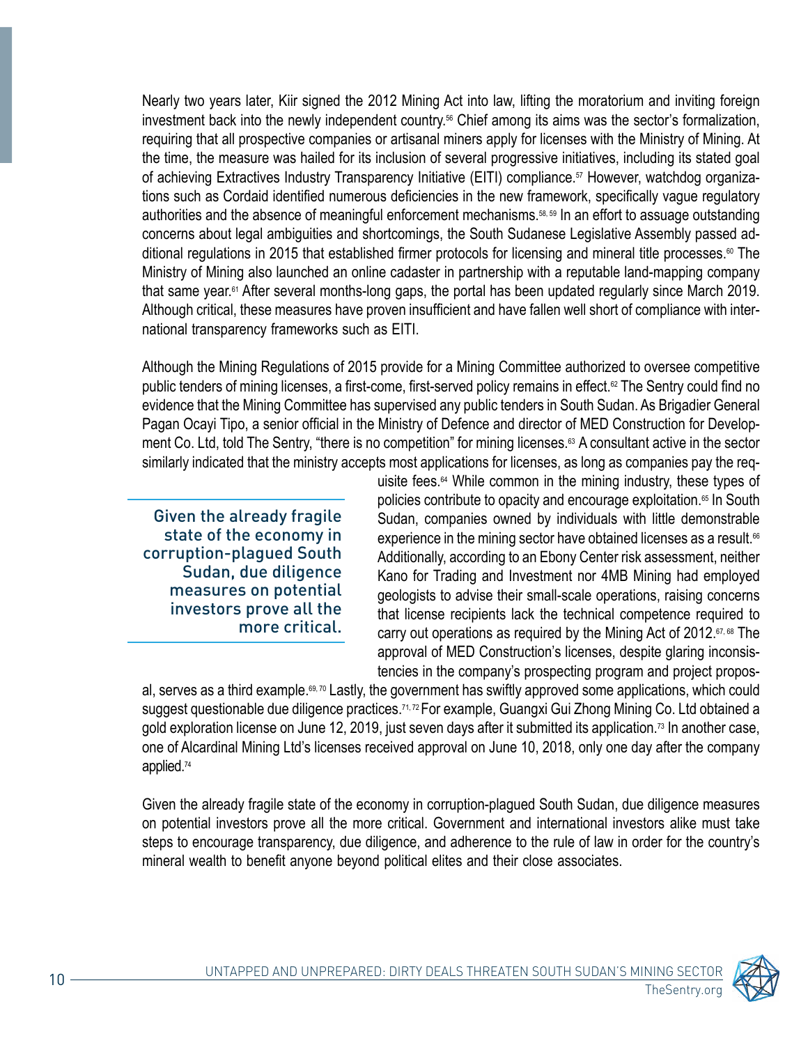Nearly two years later, Kiir signed the 2012 Mining Act into law, lifting the moratorium and inviting foreign investment back into the newly independent country.[56] Chief among its aims was the sector's formalization, requiring that all prospective companies or artisanal miners apply for licenses with the Ministry of Mining. At the time, the measure was hailed for its inclusion of several progressive initiatives, including its stated goal of achieving Extractives Industry Transparency Initiative (EITI) compliance.[57] However, watchdog organizations such as Cordaid identified numerous deficiencies in the new framework, specifically vague regulatory authorities and the absence of meaningful enforcement mechanisms.[58, 59] In an effort to assuage outstanding concerns about legal ambiguities and shortcomings, the South Sudanese Legislative Assembly passed additional regulations in 2015 that established firmer protocols for licensing and mineral title processes.[60] The Ministry of Mining also launched an online cadaster in partnership with a reputable land-mapping company that same year.[61] After several months-long gaps, the portal has been updated regularly since March 2019. Although critical, these measures have proven insufficient and have fallen well short of compliance with international transparency frameworks such as EITI.

Although the Mining Regulations of 2015 provide for a Mining Committee authorized to oversee competitive public tenders of mining licenses, a first-come, first-served policy remains in effect.[62] The Sentry could find no evidence that the Mining Committee has supervised any public tenders in South Sudan. As Brigadier General Pagan Ocayi Tipo, a senior official in the Ministry of Defence and director of MED Construction for Development Co. Ltd, told The Sentry, "there is no competition" for mining licenses.[63] A consultant active in the sector similarly indicated that the ministry accepts most applications for licenses, as long as companies pay the requisite fees.[64] While common in the mining industry, these types of policies contribute to opacity and encourage exploitation.[65] In South Sudan, companies owned by individuals with little demonstrable experience in the mining sector have obtained licenses as a result.[66] Additionally, according to an Ebony Center risk assessment, neither Kano for Trading and Investment nor 4MB Mining had employed geologists to advise their small-scale operations, raising concerns that license recipients lack the technical competence required to carry out operations as required by the Mining Act of 2012.[67, 68] The approval of MED Construction's licenses, despite glaring inconsistencies in the company's prospecting program and project proposal, serves as a third example.[69, 70] Lastly, the government has swiftly approved some applications, which could suggest questionable due diligence practices.[71, 72] For example, Guangxi Gui Zhong Mining Co. Ltd obtained a gold exploration license on June 12, 2019, just seven days after it submitted its application.[73] In another case, one of Alcardinal Mining Ltd's licenses received approval on June 10, 2018, only one day after the company applied.[74]

> Given the already fragile state of the economy in corruption-plagued South Sudan, due diligence measures on potential investors prove all the more critical.

Given the already fragile state of the economy in corruption-plagued South Sudan, due diligence measures on potential investors prove all the more critical. Government and international investors alike must take steps to encourage transparency, due diligence, and adherence to the rule of law in order for the country's mineral wealth to benefit anyone beyond political elites and their close associates.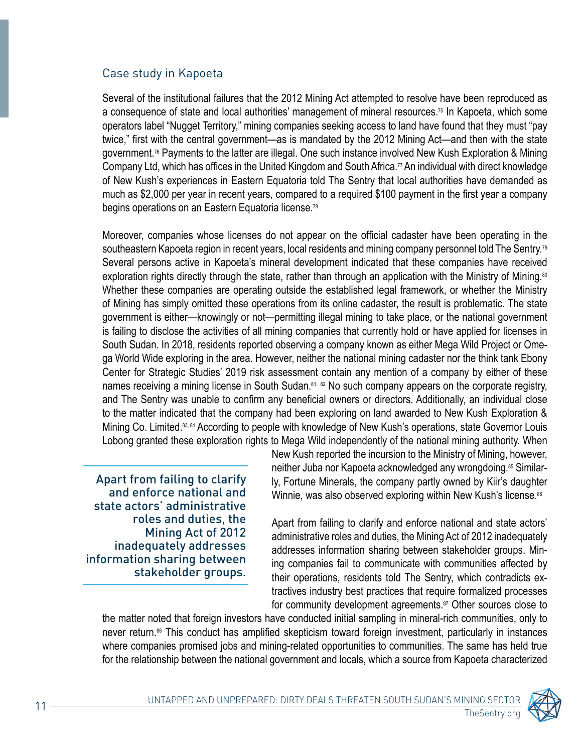## Case study in Kapoeta

Several of the institutional failures that the 2012 Mining Act attempted to resolve have been reproduced as a consequence of state and local authorities' management of mineral resources.[75] In Kapoeta, which some operators label "Nugget Territory," mining companies seeking access to land have found that they must "pay twice," first with the central government—as is mandated by the 2012 Mining Act—and then with the state government.[76] Payments to the latter are illegal. One such instance involved New Kush Exploration & Mining Company Ltd, which has offices in the United Kingdom and South Africa.[77] An individual with direct knowledge of New Kush's experiences in Eastern Equatoria told The Sentry that local authorities have demanded as much as $2,000 per year in recent years, compared to a required $100 payment in the first year a company begins operations on an Eastern Equatoria license.[78]

Moreover, companies whose licenses do not appear on the official cadaster have been operating in the southeastern Kapoeta region in recent years, local residents and mining company personnel told The Sentry.[79] Several persons active in Kapoeta's mineral development indicated that these companies have received exploration rights directly through the state, rather than through an application with the Ministry of Mining.[80] Whether these companies are operating outside the established legal framework, or whether the Ministry of Mining has simply omitted these operations from its online cadaster, the result is problematic. The state government is either—knowingly or not—permitting illegal mining to take place, or the national government is failing to disclose the activities of all mining companies that currently hold or have applied for licenses in South Sudan. In 2018, residents reported observing a company known as either Mega Wild Project or Omega World Wide exploring in the area. However, neither the national mining cadaster nor the think tank Ebony Center for Strategic Studies' 2019 risk assessment contain any mention of a company by either of these names receiving a mining license in South Sudan.[81, 82] No such company appears on the corporate registry, and The Sentry was unable to confirm any beneficial owners or directors. Additionally, an individual close to the matter indicated that the company had been exploring on land awarded to New Kush Exploration & Mining Co. Limited.[83, 84] According to people with knowledge of New Kush's operations, state Governor Louis Lobong granted these exploration rights to Mega Wild independently of the national mining authority. When New Kush reported the incursion to the Ministry of Mining, however, neither Juba nor Kapoeta acknowledged any wrongdoing.[85] Similarly, Fortune Minerals, the company partly owned by Kiir's daughter Winnie, was also observed exploring within New Kush's license.[86]

> Apart from failing to clarify and enforce national and state actors' administrative roles and duties, the Mining Act of 2012 inadequately addresses information sharing between stakeholder groups.

Apart from failing to clarify and enforce national and state actors' administrative roles and duties, the Mining Act of 2012 inadequately addresses information sharing between stakeholder groups. Mining companies fail to communicate with communities affected by their operations, residents told The Sentry, which contradicts extractives industry best practices that require formalized processes for community development agreements.[87] Other sources close to the matter noted that foreign investors have conducted initial sampling in mineral-rich communities, only to never return.[88] This conduct has amplified skepticism toward foreign investment, particularly in instances where companies promised jobs and mining-related opportunities to communities. The same has held true for the relationship between the national government and locals, which a source from Kapoeta characterized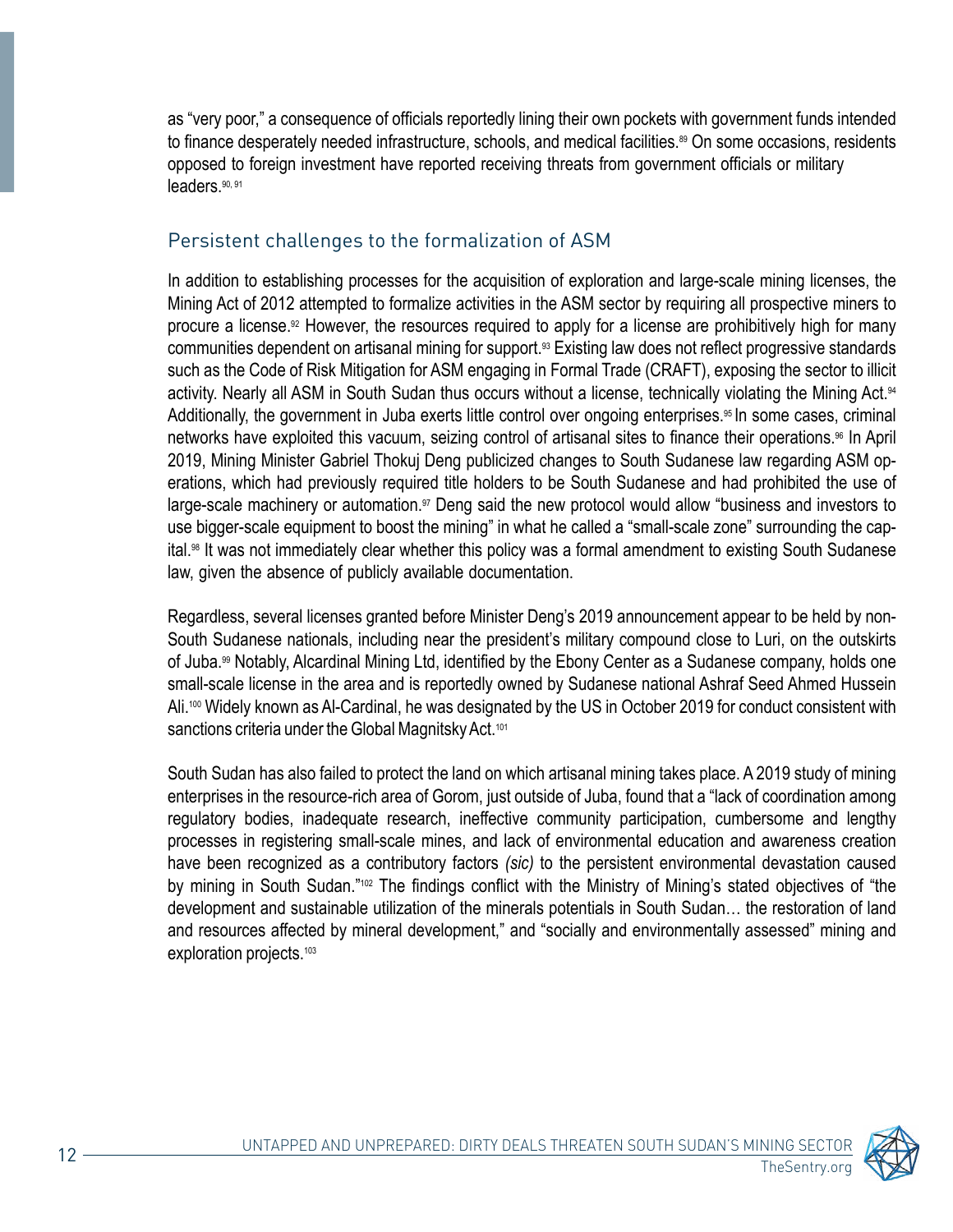as "very poor," a consequence of officials reportedly lining their own pockets with government funds intended to finance desperately needed infrastructure, schools, and medical facilities.[89] On some occasions, residents opposed to foreign investment have reported receiving threats from government officials or military leaders.[90, 91]

## Persistent challenges to the formalization of ASM

In addition to establishing processes for the acquisition of exploration and large-scale mining licenses, the Mining Act of 2012 attempted to formalize activities in the ASM sector by requiring all prospective miners to procure a license.[92] However, the resources required to apply for a license are prohibitively high for many communities dependent on artisanal mining for support.[93] Existing law does not reflect progressive standards such as the Code of Risk Mitigation for ASM engaging in Formal Trade (CRAFT), exposing the sector to illicit activity. Nearly all ASM in South Sudan thus occurs without a license, technically violating the Mining Act.[94] Additionally, the government in Juba exerts little control over ongoing enterprises.[95] In some cases, criminal networks have exploited this vacuum, seizing control of artisanal sites to finance their operations.[96] In April 2019, Mining Minister Gabriel Thokuj Deng publicized changes to South Sudanese law regarding ASM operations, which had previously required title holders to be South Sudanese and had prohibited the use of large-scale machinery or automation.[97] Deng said the new protocol would allow "business and investors to use bigger-scale equipment to boost the mining" in what he called a "small-scale zone" surrounding the capital.[98] It was not immediately clear whether this policy was a formal amendment to existing South Sudanese law, given the absence of publicly available documentation.

Regardless, several licenses granted before Minister Deng's 2019 announcement appear to be held by non-South Sudanese nationals, including near the president's military compound close to Luri, on the outskirts of Juba.[99] Notably, Alcardinal Mining Ltd, identified by the Ebony Center as a Sudanese company, holds one small-scale license in the area and is reportedly owned by Sudanese national Ashraf Seed Ahmed Hussein Ali.[100] Widely known as Al-Cardinal, he was designated by the US in October 2019 for conduct consistent with sanctions criteria under the Global Magnitsky Act.[101]

South Sudan has also failed to protect the land on which artisanal mining takes place. A 2019 study of mining enterprises in the resource-rich area of Gorom, just outside of Juba, found that a "lack of coordination among regulatory bodies, inadequate research, ineffective community participation, cumbersome and lengthy processes in registering small-scale mines, and lack of environmental education and awareness creation have been recognized as a contributory factors *(sic)* to the persistent environmental devastation caused by mining in South Sudan."[102] The findings conflict with the Ministry of Mining's stated objectives of "the development and sustainable utilization of the minerals potentials in South Sudan… the restoration of land and resources affected by mineral development," and "socially and environmentally assessed" mining and exploration projects.[103]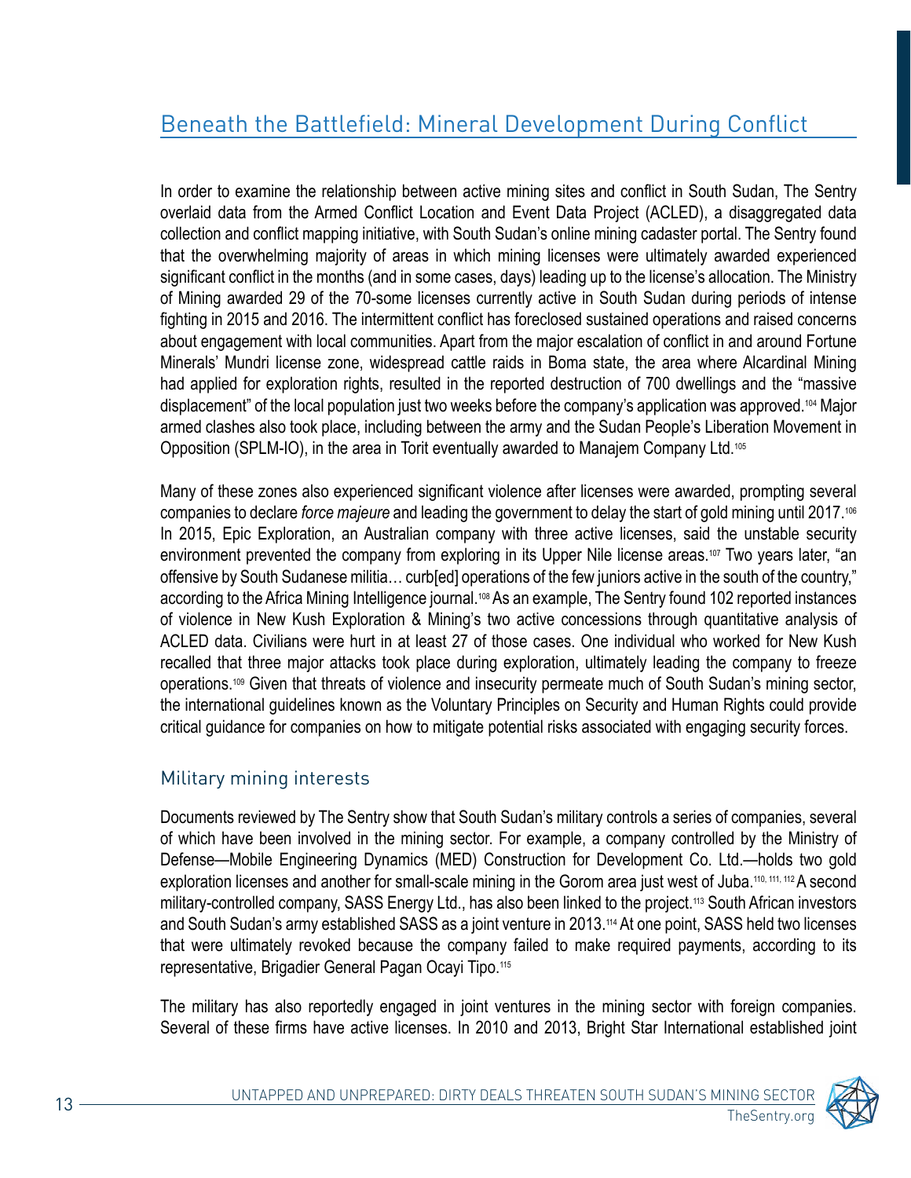## Beneath the Battlefield: Mineral Development During Conflict

In order to examine the relationship between active mining sites and conflict in South Sudan, The Sentry overlaid data from the Armed Conflict Location and Event Data Project (ACLED), a disaggregated data collection and conflict mapping initiative, with South Sudan's online mining cadaster portal. The Sentry found that the overwhelming majority of areas in which mining licenses were ultimately awarded experienced significant conflict in the months (and in some cases, days) leading up to the license's allocation. The Ministry of Mining awarded 29 of the 70-some licenses currently active in South Sudan during periods of intense fighting in 2015 and 2016. The intermittent conflict has foreclosed sustained operations and raised concerns about engagement with local communities. Apart from the major escalation of conflict in and around Fortune Minerals' Mundri license zone, widespread cattle raids in Boma state, the area where Alcardinal Mining had applied for exploration rights, resulted in the reported destruction of 700 dwellings and the "massive displacement" of the local population just two weeks before the company's application was approved.[104] Major armed clashes also took place, including between the army and the Sudan People's Liberation Movement in Opposition (SPLM-IO), in the area in Torit eventually awarded to Manajem Company Ltd.[105]

Many of these zones also experienced significant violence after licenses were awarded, prompting several companies to declare *force majeure* and leading the government to delay the start of gold mining until 2017.[106] In 2015, Epic Exploration, an Australian company with three active licenses, said the unstable security environment prevented the company from exploring in its Upper Nile license areas.[107] Two years later, "an offensive by South Sudanese militia… curb[ed] operations of the few juniors active in the south of the country," according to the Africa Mining Intelligence journal.[108] As an example, The Sentry found 102 reported instances of violence in New Kush Exploration & Mining's two active concessions through quantitative analysis of ACLED data. Civilians were hurt in at least 27 of those cases. One individual who worked for New Kush recalled that three major attacks took place during exploration, ultimately leading the company to freeze operations.[109] Given that threats of violence and insecurity permeate much of South Sudan's mining sector, the international guidelines known as the Voluntary Principles on Security and Human Rights could provide critical guidance for companies on how to mitigate potential risks associated with engaging security forces.

### Military mining interests

Documents reviewed by The Sentry show that South Sudan's military controls a series of companies, several of which have been involved in the mining sector. For example, a company controlled by the Ministry of Defense—Mobile Engineering Dynamics (MED) Construction for Development Co. Ltd.—holds two gold exploration licenses and another for small-scale mining in the Gorom area just west of Juba.[110, 111, 112] A second military-controlled company, SASS Energy Ltd., has also been linked to the project.[113] South African investors and South Sudan's army established SASS as a joint venture in 2013.[114] At one point, SASS held two licenses that were ultimately revoked because the company failed to make required payments, according to its representative, Brigadier General Pagan Ocayi Tipo.[115]

The military has also reportedly engaged in joint ventures in the mining sector with foreign companies. Several of these firms have active licenses. In 2010 and 2013, Bright Star International established joint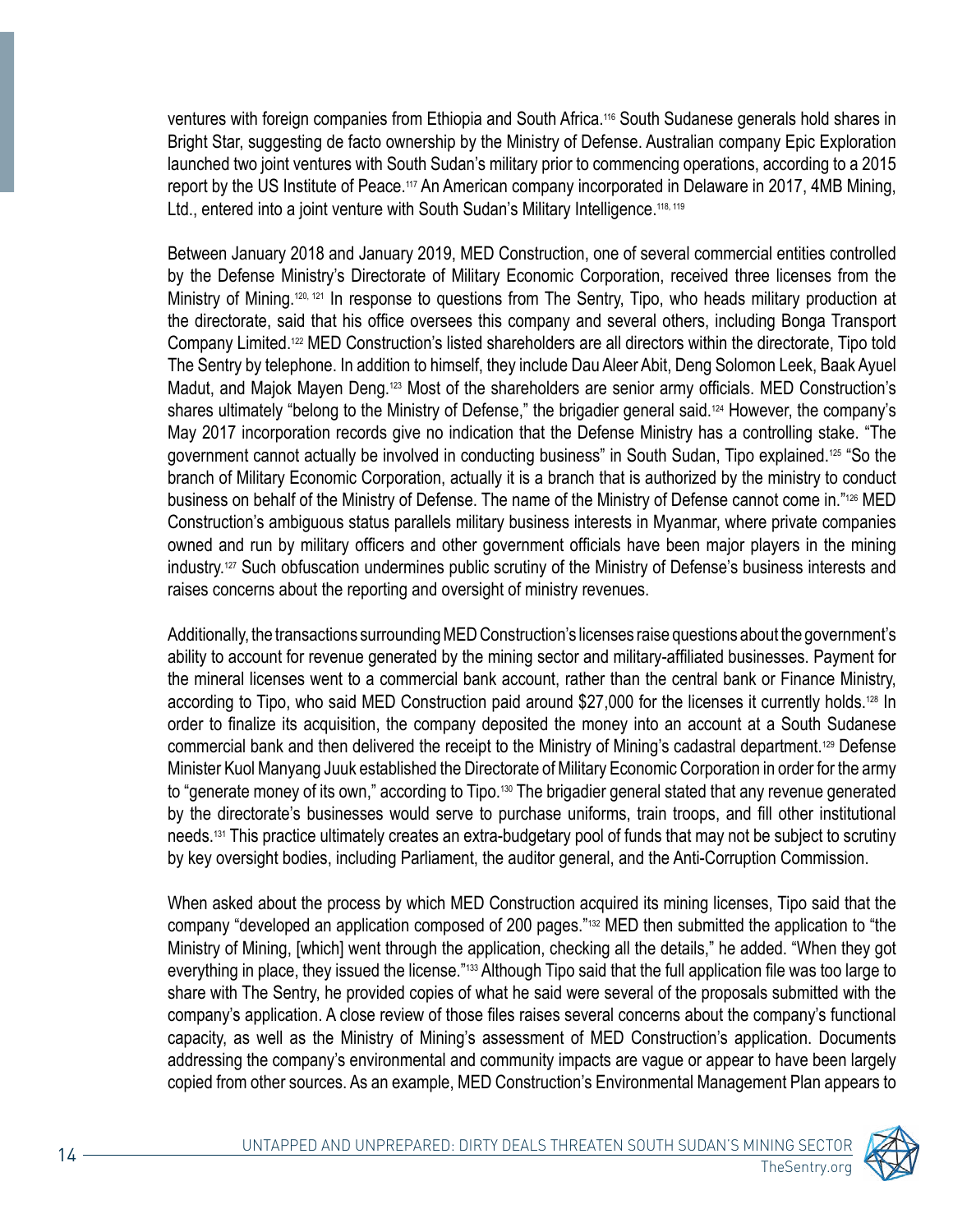ventures with foreign companies from Ethiopia and South Africa.[116] South Sudanese generals hold shares in Bright Star, suggesting de facto ownership by the Ministry of Defense. Australian company Epic Exploration launched two joint ventures with South Sudan's military prior to commencing operations, according to a 2015 report by the US Institute of Peace.[117] An American company incorporated in Delaware in 2017, 4MB Mining, Ltd., entered into a joint venture with South Sudan's Military Intelligence.[118, 119]

Between January 2018 and January 2019, MED Construction, one of several commercial entities controlled by the Defense Ministry's Directorate of Military Economic Corporation, received three licenses from the Ministry of Mining.[120, 121] In response to questions from The Sentry, Tipo, who heads military production at the directorate, said that his office oversees this company and several others, including Bonga Transport Company Limited.[122] MED Construction's listed shareholders are all directors within the directorate, Tipo told The Sentry by telephone. In addition to himself, they include Dau Aleer Abit, Deng Solomon Leek, Baak Ayuel Madut, and Majok Mayen Deng.[123] Most of the shareholders are senior army officials. MED Construction's shares ultimately "belong to the Ministry of Defense," the brigadier general said.[124] However, the company's May 2017 incorporation records give no indication that the Defense Ministry has a controlling stake. "The government cannot actually be involved in conducting business" in South Sudan, Tipo explained.[125] "So the branch of Military Economic Corporation, actually it is a branch that is authorized by the ministry to conduct business on behalf of the Ministry of Defense. The name of the Ministry of Defense cannot come in."[126] MED Construction's ambiguous status parallels military business interests in Myanmar, where private companies owned and run by military officers and other government officials have been major players in the mining industry.[127] Such obfuscation undermines public scrutiny of the Ministry of Defense's business interests and raises concerns about the reporting and oversight of ministry revenues.

Additionally, the transactions surrounding MED Construction's licenses raise questions about the government's ability to account for revenue generated by the mining sector and military-affiliated businesses. Payment for the mineral licenses went to a commercial bank account, rather than the central bank or Finance Ministry, according to Tipo, who said MED Construction paid around $27,000 for the licenses it currently holds.[128] In order to finalize its acquisition, the company deposited the money into an account at a South Sudanese commercial bank and then delivered the receipt to the Ministry of Mining's cadastral department.[129] Defense Minister Kuol Manyang Juuk established the Directorate of Military Economic Corporation in order for the army to "generate money of its own," according to Tipo.[130] The brigadier general stated that any revenue generated by the directorate's businesses would serve to purchase uniforms, train troops, and fill other institutional needs.[131] This practice ultimately creates an extra-budgetary pool of funds that may not be subject to scrutiny by key oversight bodies, including Parliament, the auditor general, and the Anti-Corruption Commission.

When asked about the process by which MED Construction acquired its mining licenses, Tipo said that the company "developed an application composed of 200 pages."[132] MED then submitted the application to "the Ministry of Mining, [which] went through the application, checking all the details," he added. "When they got everything in place, they issued the license."[133] Although Tipo said that the full application file was too large to share with The Sentry, he provided copies of what he said were several of the proposals submitted with the company's application. A close review of those files raises several concerns about the company's functional capacity, as well as the Ministry of Mining's assessment of MED Construction's application. Documents addressing the company's environmental and community impacts are vague or appear to have been largely copied from other sources. As an example, MED Construction's Environmental Management Plan appears to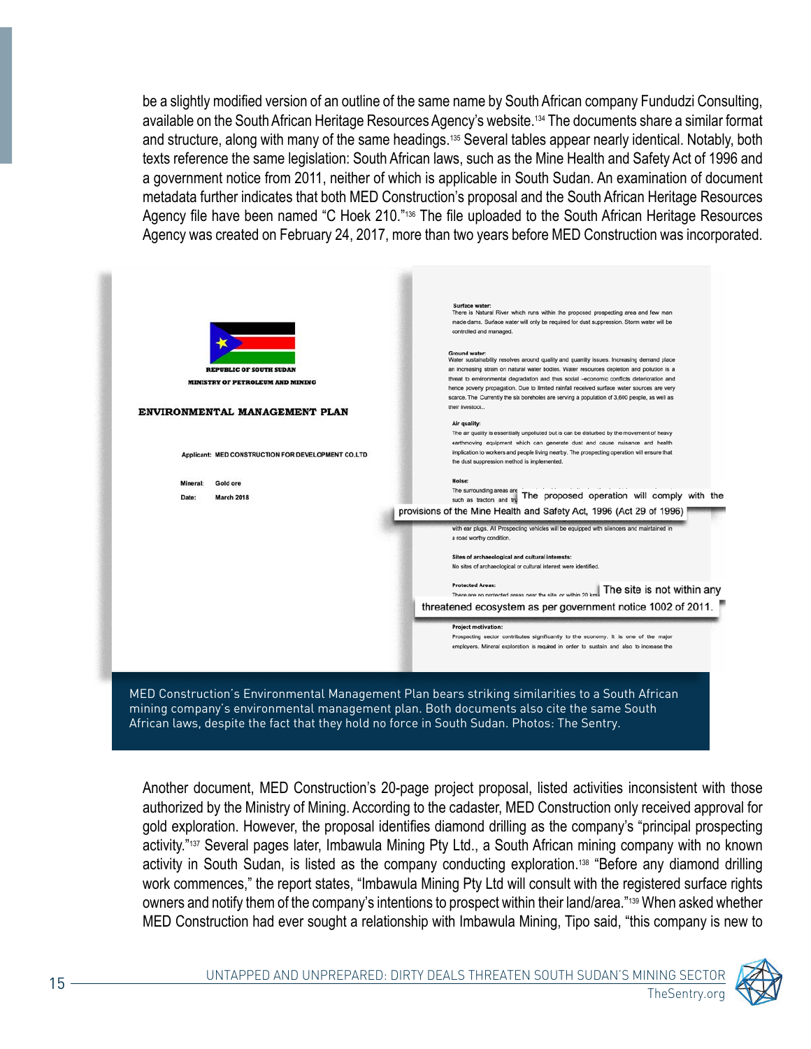be a slightly modified version of an outline of the same name by South African company Fundudzi Consulting, available on the South African Heritage Resources Agency's website.[134] The documents share a similar format and structure, along with many of the same headings.[135] Several tables appear nearly identical. Notably, both texts reference the same legislation: South African laws, such as the Mine Health and Safety Act of 1996 and a government notice from 2011, neither of which is applicable in South Sudan. An examination of document metadata further indicates that both MED Construction's proposal and the South African Heritage Resources Agency file have been named "C Hoek 210."[136] The file uploaded to the South African Heritage Resources Agency was created on February 24, 2017, more than two years before MED Construction was incorporated.

MED Construction's Environmental Management Plan bears striking similarities to a South African mining company's environmental management plan. Both documents also cite the same South African laws, despite the fact that they hold no force in South Sudan. Photos: The Sentry.

Another document, MED Construction's 20-page project proposal, listed activities inconsistent with those authorized by the Ministry of Mining. According to the cadaster, MED Construction only received approval for gold exploration. However, the proposal identifies diamond drilling as the company's "principal prospecting activity."[137] Several pages later, Imbawula Mining Pty Ltd., a South African mining company with no known activity in South Sudan, is listed as the company conducting exploration.[138] "Before any diamond drilling work commences," the report states, "Imbawula Mining Pty Ltd will consult with the registered surface rights owners and notify them of the company's intentions to prospect within their land/area."[139] When asked whether MED Construction had ever sought a relationship with Imbawula Mining, Tipo said, "this company is new to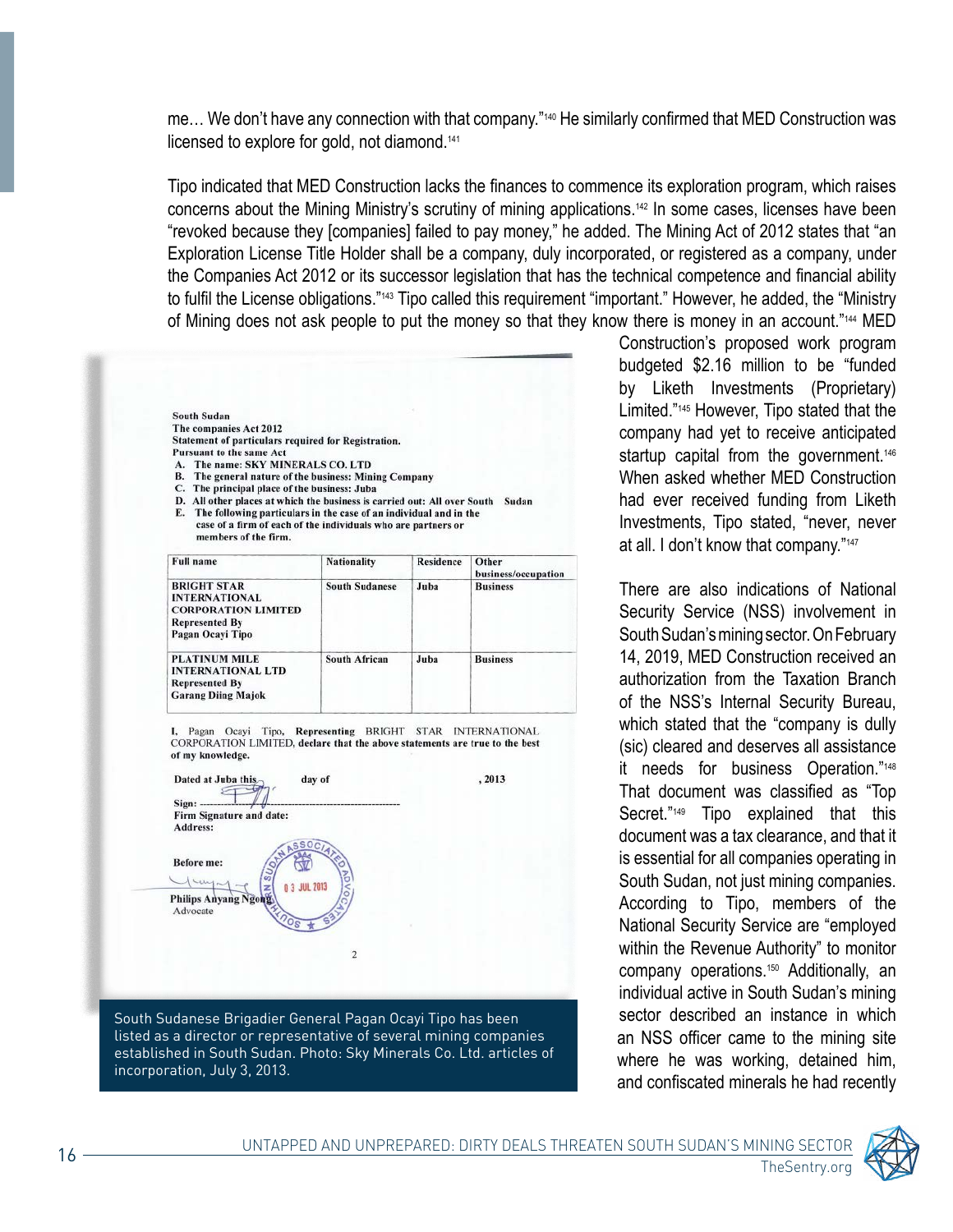me… We don't have any connection with that company."[140] He similarly confirmed that MED Construction was licensed to explore for gold, not diamond.[141]

Tipo indicated that MED Construction lacks the finances to commence its exploration program, which raises concerns about the Mining Ministry's scrutiny of mining applications.[142] In some cases, licenses have been "revoked because they [companies] failed to pay money," he added. The Mining Act of 2012 states that "an Exploration License Title Holder shall be a company, duly incorporated, or registered as a company, under the Companies Act 2012 or its successor legislation that has the technical competence and financial ability to fulfil the License obligations."[143] Tipo called this requirement "important." However, he added, the "Ministry of Mining does not ask people to put the money so that they know there is money in an account."[144] MED Construction's proposed work program budgeted $2.16 million to be "funded by Liketh Investments (Proprietary) Limited."[145] However, Tipo stated that the company had yet to receive anticipated startup capital from the government.[146] When asked whether MED Construction had ever received funding from Liketh Investments, Tipo stated, "never, never at all. I don't know that company."[147]

South Sudan
The companies Act 2012
Statement of particulars required for Registration.
Pursuant to the same Act

A. The name: SKY MINERALS CO. LTD
B. The general nature of the business: Mining Company
C. The principal place of the business: Juba
D. All other places at which the business is carried out: All over South Sudan
E. The following particulars in the case of an individual and in the case of a firm of each of the individuals who are partners or members of the firm.

| Full name | Nationality | Residence | Other business/occupation |
|---|---|---|---|
| BRIGHT STAR INTERNATIONAL CORPORATION LIMITED Represented By Pagan Ocayi Tipo | South Sudanese | Juba | Business |
| PLATINUM MILE INTERNATIONAL LTD Represented By Garang Diing Majok | South African | Juba | Business |

I, Pagan Ocayi Tipo, Representing BRIGHT STAR INTERNATIONAL CORPORATION LIMITED, declare that the above statements are true to the best of my knowledge.

Dated at Juba this day of , 2013

Sign:
Firm Signature and date:
Address:

Before me:
Philips Anyang Ngong
Advocate

03 JUL 2013

2

South Sudanese Brigadier General Pagan Ocayi Tipo has been listed as a director or representative of several mining companies established in South Sudan. Photo: Sky Minerals Co. Ltd. articles of incorporation, July 3, 2013.

There are also indications of National Security Service (NSS) involvement in South Sudan's mining sector. On February 14, 2019, MED Construction received an authorization from the Taxation Branch of the NSS's Internal Security Bureau, which stated that the "company is dully (sic) cleared and deserves all assistance it needs for business Operation."[148] That document was classified as "Top Secret."[149] Tipo explained that this document was a tax clearance, and that it is essential for all companies operating in South Sudan, not just mining companies. According to Tipo, members of the National Security Service are "employed within the Revenue Authority" to monitor company operations.[150] Additionally, an individual active in South Sudan's mining sector described an instance in which an NSS officer came to the mining site where he was working, detained him, and confiscated minerals he had recently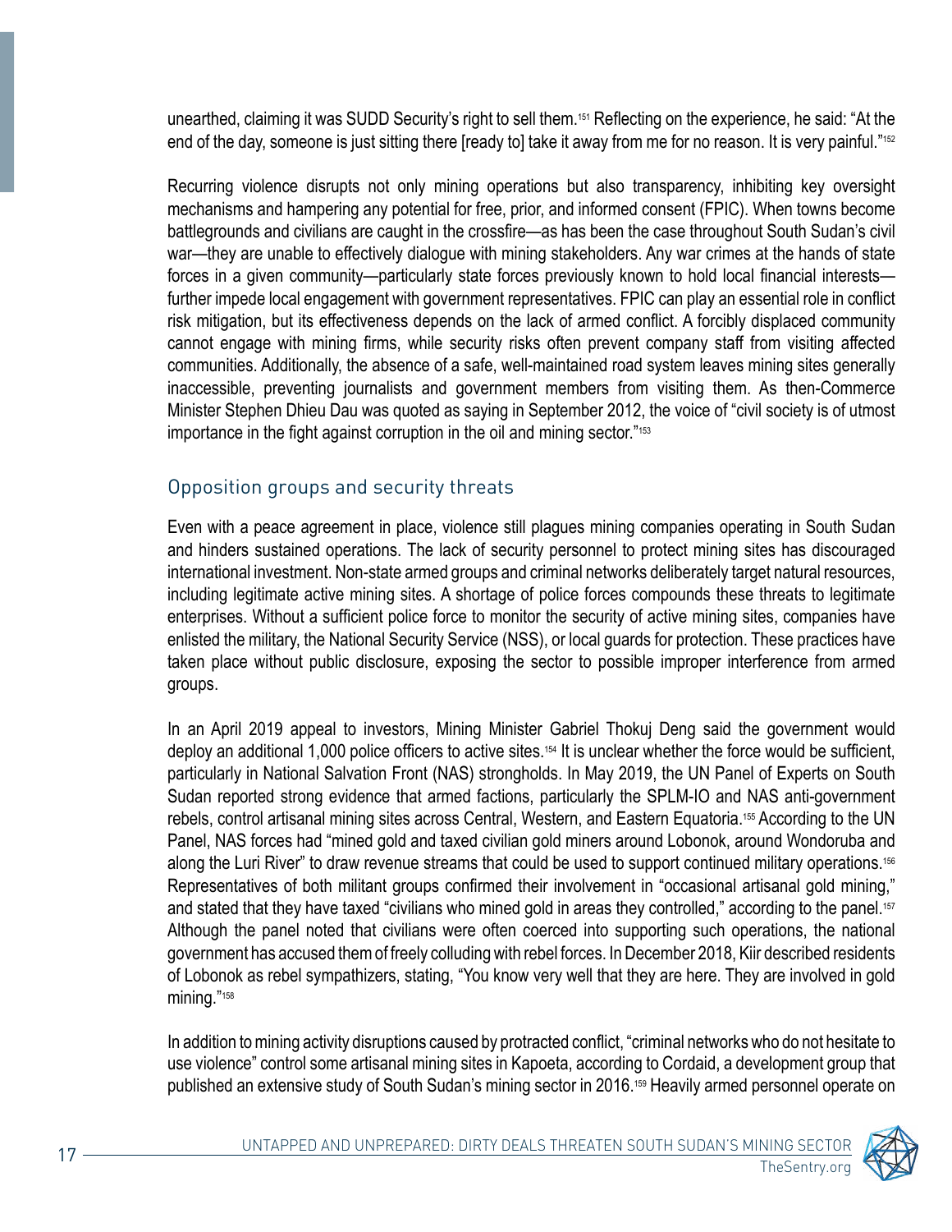unearthed, claiming it was SUDD Security's right to sell them.[151] Reflecting on the experience, he said: "At the end of the day, someone is just sitting there [ready to] take it away from me for no reason. It is very painful."[152]

Recurring violence disrupts not only mining operations but also transparency, inhibiting key oversight mechanisms and hampering any potential for free, prior, and informed consent (FPIC). When towns become battlegrounds and civilians are caught in the crossfire—as has been the case throughout South Sudan's civil war—they are unable to effectively dialogue with mining stakeholders. Any war crimes at the hands of state forces in a given community—particularly state forces previously known to hold local financial interests—further impede local engagement with government representatives. FPIC can play an essential role in conflict risk mitigation, but its effectiveness depends on the lack of armed conflict. A forcibly displaced community cannot engage with mining firms, while security risks often prevent company staff from visiting affected communities. Additionally, the absence of a safe, well-maintained road system leaves mining sites generally inaccessible, preventing journalists and government members from visiting them. As then-Commerce Minister Stephen Dhieu Dau was quoted as saying in September 2012, the voice of "civil society is of utmost importance in the fight against corruption in the oil and mining sector."[153]

## Opposition groups and security threats

Even with a peace agreement in place, violence still plagues mining companies operating in South Sudan and hinders sustained operations. The lack of security personnel to protect mining sites has discouraged international investment. Non-state armed groups and criminal networks deliberately target natural resources, including legitimate active mining sites. A shortage of police forces compounds these threats to legitimate enterprises. Without a sufficient police force to monitor the security of active mining sites, companies have enlisted the military, the National Security Service (NSS), or local guards for protection. These practices have taken place without public disclosure, exposing the sector to possible improper interference from armed groups.

In an April 2019 appeal to investors, Mining Minister Gabriel Thokuj Deng said the government would deploy an additional 1,000 police officers to active sites.[154] It is unclear whether the force would be sufficient, particularly in National Salvation Front (NAS) strongholds. In May 2019, the UN Panel of Experts on South Sudan reported strong evidence that armed factions, particularly the SPLM-IO and NAS anti-government rebels, control artisanal mining sites across Central, Western, and Eastern Equatoria.[155] According to the UN Panel, NAS forces had "mined gold and taxed civilian gold miners around Lobonok, around Wondoruba and along the Luri River" to draw revenue streams that could be used to support continued military operations.[156] Representatives of both militant groups confirmed their involvement in "occasional artisanal gold mining," and stated that they have taxed "civilians who mined gold in areas they controlled," according to the panel.[157] Although the panel noted that civilians were often coerced into supporting such operations, the national government has accused them of freely colluding with rebel forces. In December 2018, Kiir described residents of Lobonok as rebel sympathizers, stating, "You know very well that they are here. They are involved in gold mining."[158]

In addition to mining activity disruptions caused by protracted conflict, "criminal networks who do not hesitate to use violence" control some artisanal mining sites in Kapoeta, according to Cordaid, a development group that published an extensive study of South Sudan's mining sector in 2016.[159] Heavily armed personnel operate on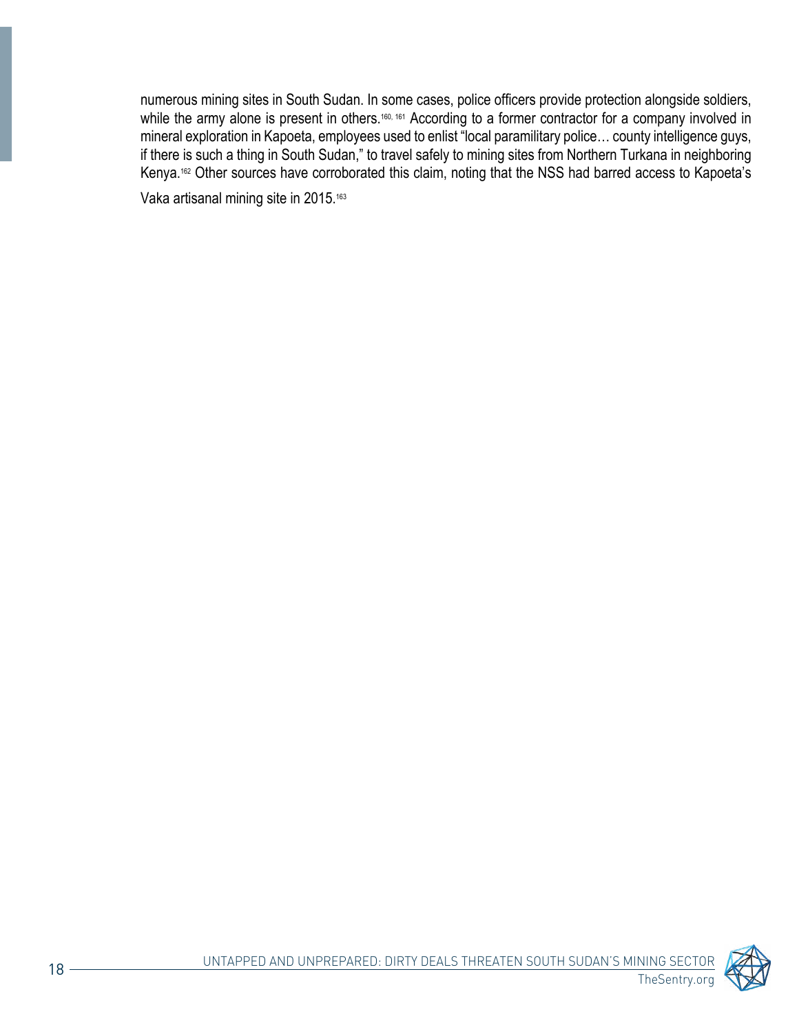numerous mining sites in South Sudan. In some cases, police officers provide protection alongside soldiers, while the army alone is present in others.[160, 161] According to a former contractor for a company involved in mineral exploration in Kapoeta, employees used to enlist "local paramilitary police… county intelligence guys, if there is such a thing in South Sudan," to travel safely to mining sites from Northern Turkana in neighboring Kenya.[162] Other sources have corroborated this claim, noting that the NSS had barred access to Kapoeta's Vaka artisanal mining site in 2015.[163]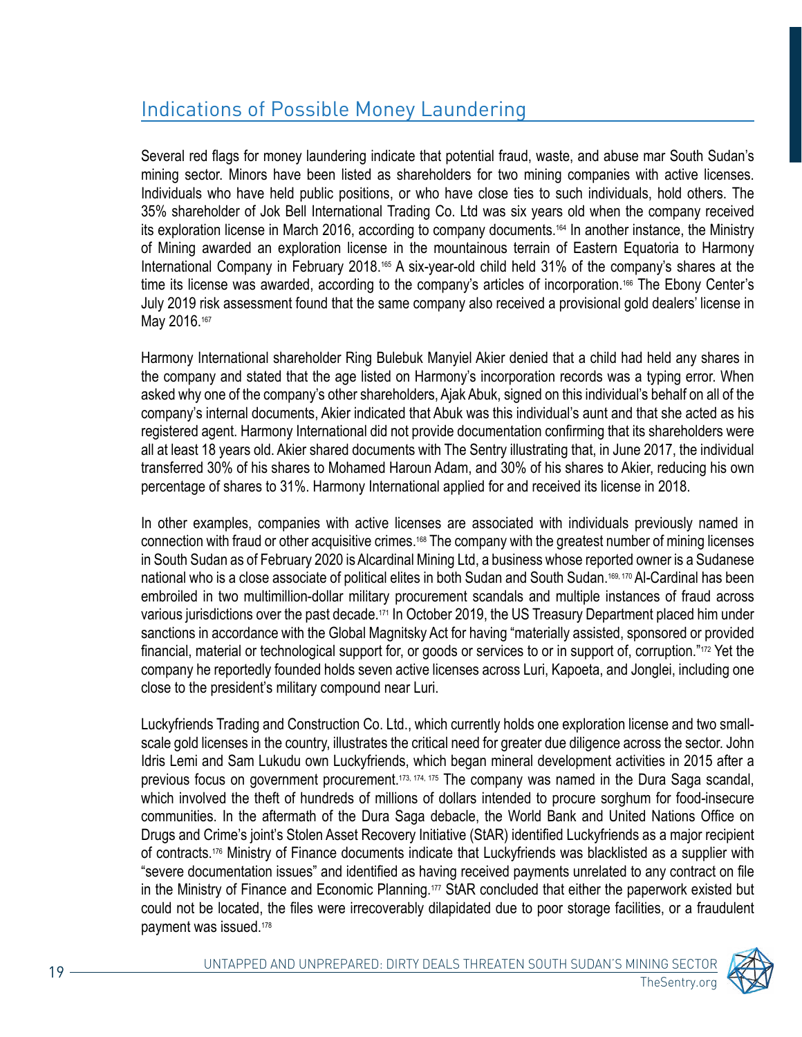## Indications of Possible Money Laundering

Several red flags for money laundering indicate that potential fraud, waste, and abuse mar South Sudan's mining sector. Minors have been listed as shareholders for two mining companies with active licenses. Individuals who have held public positions, or who have close ties to such individuals, hold others. The 35% shareholder of Jok Bell International Trading Co. Ltd was six years old when the company received its exploration license in March 2016, according to company documents.[164] In another instance, the Ministry of Mining awarded an exploration license in the mountainous terrain of Eastern Equatoria to Harmony International Company in February 2018.[165] A six-year-old child held 31% of the company's shares at the time its license was awarded, according to the company's articles of incorporation.[166] The Ebony Center's July 2019 risk assessment found that the same company also received a provisional gold dealers' license in May 2016.[167]

Harmony International shareholder Ring Bulebuk Manyiel Akier denied that a child had held any shares in the company and stated that the age listed on Harmony's incorporation records was a typing error. When asked why one of the company's other shareholders, Ajak Abuk, signed on this individual's behalf on all of the company's internal documents, Akier indicated that Abuk was this individual's aunt and that she acted as his registered agent. Harmony International did not provide documentation confirming that its shareholders were all at least 18 years old. Akier shared documents with The Sentry illustrating that, in June 2017, the individual transferred 30% of his shares to Mohamed Haroun Adam, and 30% of his shares to Akier, reducing his own percentage of shares to 31%. Harmony International applied for and received its license in 2018.

In other examples, companies with active licenses are associated with individuals previously named in connection with fraud or other acquisitive crimes.[168] The company with the greatest number of mining licenses in South Sudan as of February 2020 is Alcardinal Mining Ltd, a business whose reported owner is a Sudanese national who is a close associate of political elites in both Sudan and South Sudan.[169, 170] Al-Cardinal has been embroiled in two multimillion-dollar military procurement scandals and multiple instances of fraud across various jurisdictions over the past decade.[171] In October 2019, the US Treasury Department placed him under sanctions in accordance with the Global Magnitsky Act for having "materially assisted, sponsored or provided financial, material or technological support for, or goods or services to or in support of, corruption."[172] Yet the company he reportedly founded holds seven active licenses across Luri, Kapoeta, and Jonglei, including one close to the president's military compound near Luri.

Luckyfriends Trading and Construction Co. Ltd., which currently holds one exploration license and two small-scale gold licenses in the country, illustrates the critical need for greater due diligence across the sector. John Idris Lemi and Sam Lukudu own Luckyfriends, which began mineral development activities in 2015 after a previous focus on government procurement.[173, 174, 175] The company was named in the Dura Saga scandal, which involved the theft of hundreds of millions of dollars intended to procure sorghum for food-insecure communities. In the aftermath of the Dura Saga debacle, the World Bank and United Nations Office on Drugs and Crime's joint's Stolen Asset Recovery Initiative (StAR) identified Luckyfriends as a major recipient of contracts.[176] Ministry of Finance documents indicate that Luckyfriends was blacklisted as a supplier with "severe documentation issues" and identified as having received payments unrelated to any contract on file in the Ministry of Finance and Economic Planning.[177] StAR concluded that either the paperwork existed but could not be located, the files were irrecoverably dilapidated due to poor storage facilities, or a fraudulent payment was issued.[178]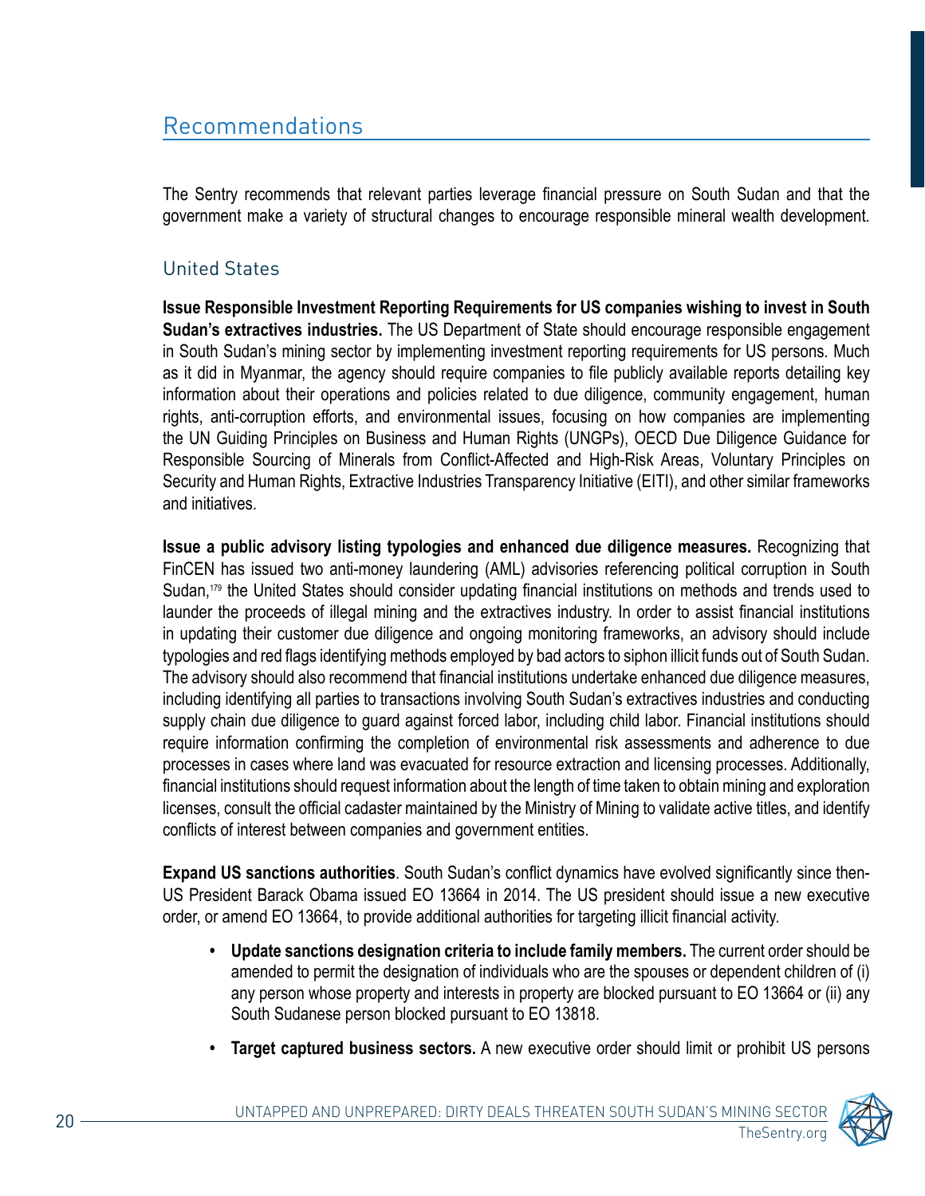## Recommendations

The Sentry recommends that relevant parties leverage financial pressure on South Sudan and that the government make a variety of structural changes to encourage responsible mineral wealth development.

### United States

**Issue Responsible Investment Reporting Requirements for US companies wishing to invest in South Sudan's extractives industries.** The US Department of State should encourage responsible engagement in South Sudan's mining sector by implementing investment reporting requirements for US persons. Much as it did in Myanmar, the agency should require companies to file publicly available reports detailing key information about their operations and policies related to due diligence, community engagement, human rights, anti-corruption efforts, and environmental issues, focusing on how companies are implementing the UN Guiding Principles on Business and Human Rights (UNGPs), OECD Due Diligence Guidance for Responsible Sourcing of Minerals from Conflict-Affected and High-Risk Areas, Voluntary Principles on Security and Human Rights, Extractive Industries Transparency Initiative (EITI), and other similar frameworks and initiatives.

**Issue a public advisory listing typologies and enhanced due diligence measures.** Recognizing that FinCEN has issued two anti-money laundering (AML) advisories referencing political corruption in South Sudan,[179] the United States should consider updating financial institutions on methods and trends used to launder the proceeds of illegal mining and the extractives industry. In order to assist financial institutions in updating their customer due diligence and ongoing monitoring frameworks, an advisory should include typologies and red flags identifying methods employed by bad actors to siphon illicit funds out of South Sudan. The advisory should also recommend that financial institutions undertake enhanced due diligence measures, including identifying all parties to transactions involving South Sudan's extractives industries and conducting supply chain due diligence to guard against forced labor, including child labor. Financial institutions should require information confirming the completion of environmental risk assessments and adherence to due processes in cases where land was evacuated for resource extraction and licensing processes. Additionally, financial institutions should request information about the length of time taken to obtain mining and exploration licenses, consult the official cadaster maintained by the Ministry of Mining to validate active titles, and identify conflicts of interest between companies and government entities.

**Expand US sanctions authorities**. South Sudan's conflict dynamics have evolved significantly since then-US President Barack Obama issued EO 13664 in 2014. The US president should issue a new executive order, or amend EO 13664, to provide additional authorities for targeting illicit financial activity.

- **Update sanctions designation criteria to include family members.** The current order should be amended to permit the designation of individuals who are the spouses or dependent children of (i) any person whose property and interests in property are blocked pursuant to EO 13664 or (ii) any South Sudanese person blocked pursuant to EO 13818.
- **Target captured business sectors.** A new executive order should limit or prohibit US persons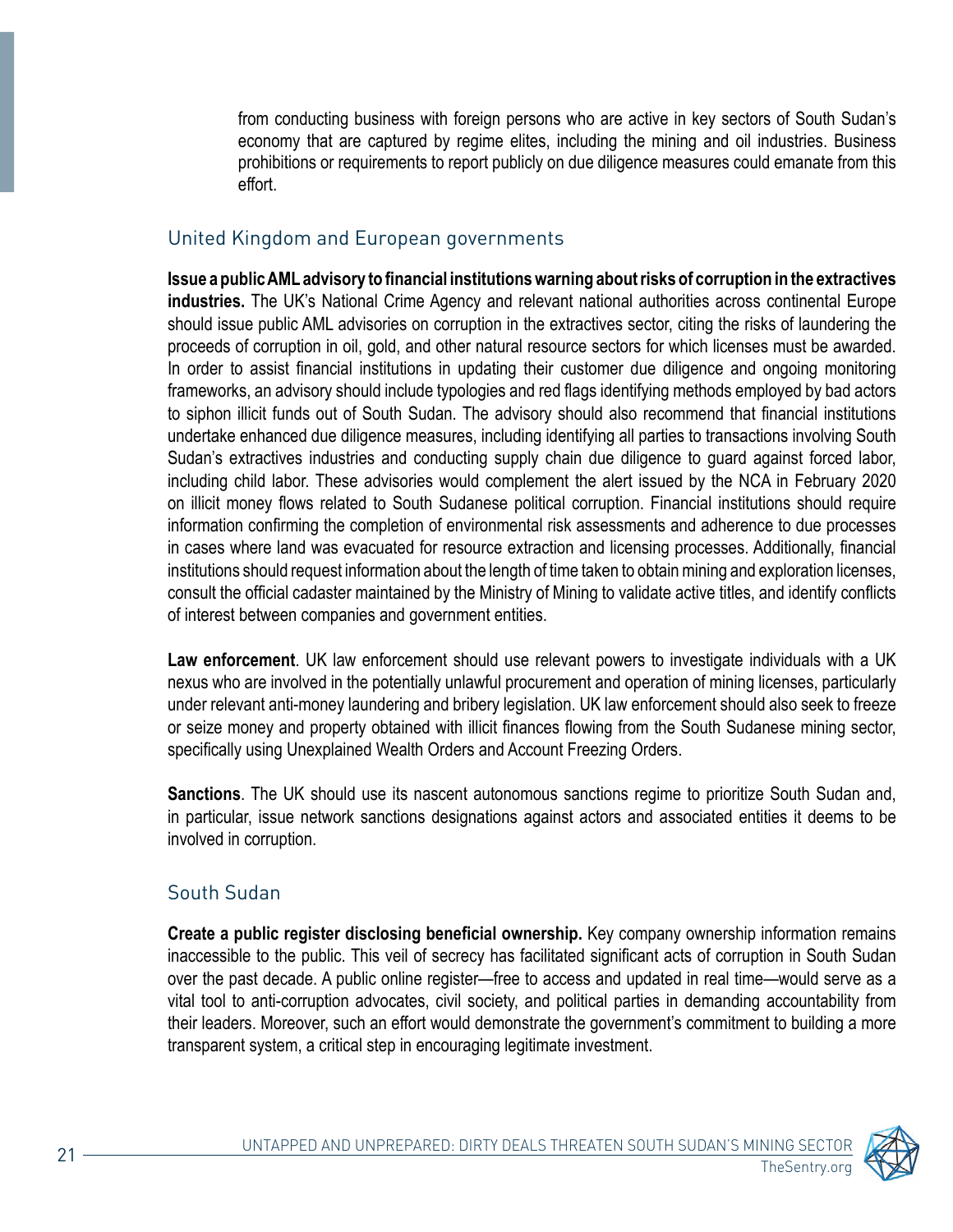from conducting business with foreign persons who are active in key sectors of South Sudan's economy that are captured by regime elites, including the mining and oil industries. Business prohibitions or requirements to report publicly on due diligence measures could emanate from this effort.

## United Kingdom and European governments

**Issue a public AML advisory to financial institutions warning about risks of corruption in the extractives industries.** The UK's National Crime Agency and relevant national authorities across continental Europe should issue public AML advisories on corruption in the extractives sector, citing the risks of laundering the proceeds of corruption in oil, gold, and other natural resource sectors for which licenses must be awarded. In order to assist financial institutions in updating their customer due diligence and ongoing monitoring frameworks, an advisory should include typologies and red flags identifying methods employed by bad actors to siphon illicit funds out of South Sudan. The advisory should also recommend that financial institutions undertake enhanced due diligence measures, including identifying all parties to transactions involving South Sudan's extractives industries and conducting supply chain due diligence to guard against forced labor, including child labor. These advisories would complement the alert issued by the NCA in February 2020 on illicit money flows related to South Sudanese political corruption. Financial institutions should require information confirming the completion of environmental risk assessments and adherence to due processes in cases where land was evacuated for resource extraction and licensing processes. Additionally, financial institutions should request information about the length of time taken to obtain mining and exploration licenses, consult the official cadaster maintained by the Ministry of Mining to validate active titles, and identify conflicts of interest between companies and government entities.

**Law enforcement**. UK law enforcement should use relevant powers to investigate individuals with a UK nexus who are involved in the potentially unlawful procurement and operation of mining licenses, particularly under relevant anti-money laundering and bribery legislation. UK law enforcement should also seek to freeze or seize money and property obtained with illicit finances flowing from the South Sudanese mining sector, specifically using Unexplained Wealth Orders and Account Freezing Orders.

**Sanctions**. The UK should use its nascent autonomous sanctions regime to prioritize South Sudan and, in particular, issue network sanctions designations against actors and associated entities it deems to be involved in corruption.

## South Sudan

**Create a public register disclosing beneficial ownership.** Key company ownership information remains inaccessible to the public. This veil of secrecy has facilitated significant acts of corruption in South Sudan over the past decade. A public online register—free to access and updated in real time—would serve as a vital tool to anti-corruption advocates, civil society, and political parties in demanding accountability from their leaders. Moreover, such an effort would demonstrate the government's commitment to building a more transparent system, a critical step in encouraging legitimate investment.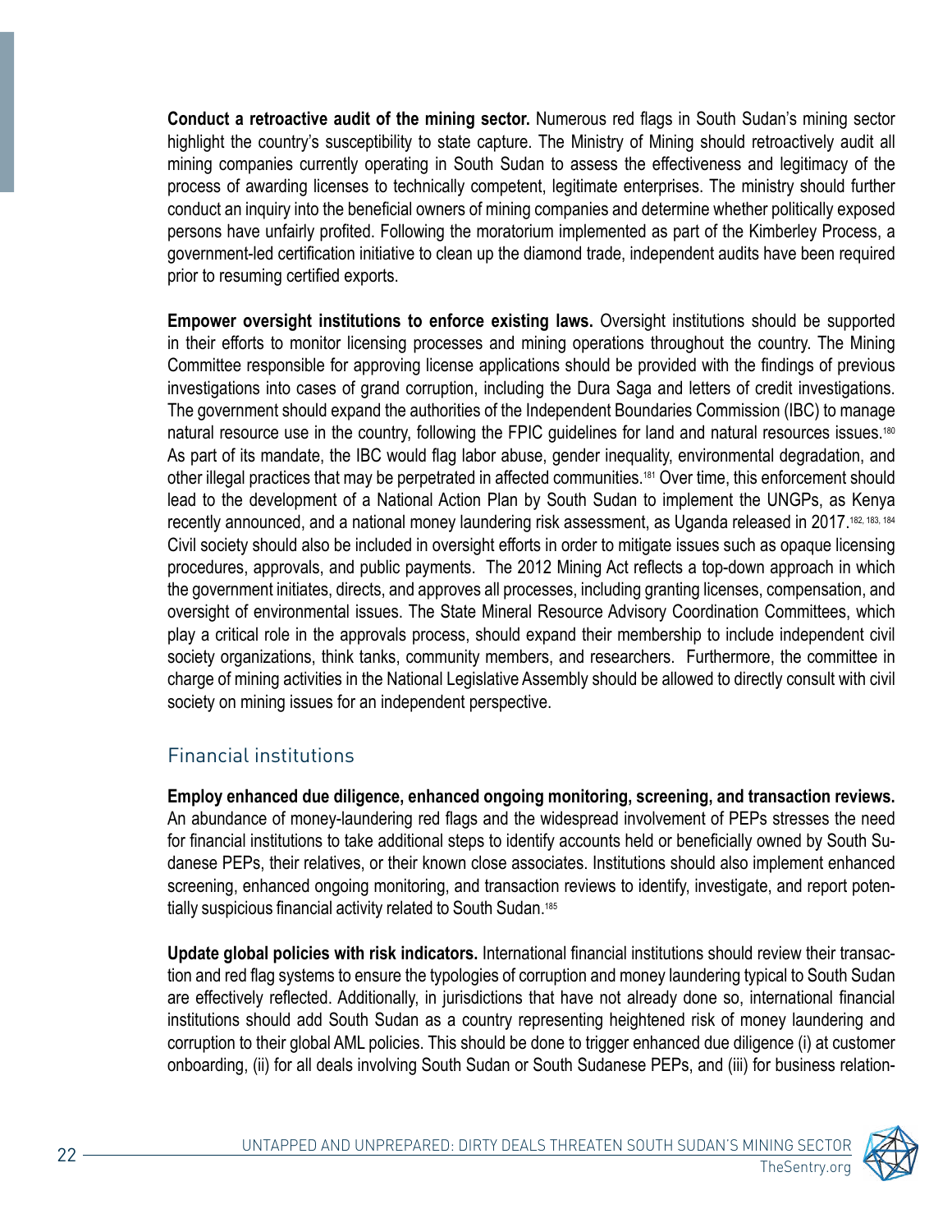**Conduct a retroactive audit of the mining sector.** Numerous red flags in South Sudan's mining sector highlight the country's susceptibility to state capture. The Ministry of Mining should retroactively audit all mining companies currently operating in South Sudan to assess the effectiveness and legitimacy of the process of awarding licenses to technically competent, legitimate enterprises. The ministry should further conduct an inquiry into the beneficial owners of mining companies and determine whether politically exposed persons have unfairly profited. Following the moratorium implemented as part of the Kimberley Process, a government-led certification initiative to clean up the diamond trade, independent audits have been required prior to resuming certified exports.

**Empower oversight institutions to enforce existing laws.** Oversight institutions should be supported in their efforts to monitor licensing processes and mining operations throughout the country. The Mining Committee responsible for approving license applications should be provided with the findings of previous investigations into cases of grand corruption, including the Dura Saga and letters of credit investigations. The government should expand the authorities of the Independent Boundaries Commission (IBC) to manage natural resource use in the country, following the FPIC guidelines for land and natural resources issues.[180] As part of its mandate, the IBC would flag labor abuse, gender inequality, environmental degradation, and other illegal practices that may be perpetrated in affected communities.[181] Over time, this enforcement should lead to the development of a National Action Plan by South Sudan to implement the UNGPs, as Kenya recently announced, and a national money laundering risk assessment, as Uganda released in 2017.[182, 183, 184] Civil society should also be included in oversight efforts in order to mitigate issues such as opaque licensing procedures, approvals, and public payments. The 2012 Mining Act reflects a top-down approach in which the government initiates, directs, and approves all processes, including granting licenses, compensation, and oversight of environmental issues. The State Mineral Resource Advisory Coordination Committees, which play a critical role in the approvals process, should expand their membership to include independent civil society organizations, think tanks, community members, and researchers. Furthermore, the committee in charge of mining activities in the National Legislative Assembly should be allowed to directly consult with civil society on mining issues for an independent perspective.

## Financial institutions

**Employ enhanced due diligence, enhanced ongoing monitoring, screening, and transaction reviews.** An abundance of money-laundering red flags and the widespread involvement of PEPs stresses the need for financial institutions to take additional steps to identify accounts held or beneficially owned by South Sudanese PEPs, their relatives, or their known close associates. Institutions should also implement enhanced screening, enhanced ongoing monitoring, and transaction reviews to identify, investigate, and report potentially suspicious financial activity related to South Sudan.[185]

**Update global policies with risk indicators.** International financial institutions should review their transaction and red flag systems to ensure the typologies of corruption and money laundering typical to South Sudan are effectively reflected. Additionally, in jurisdictions that have not already done so, international financial institutions should add South Sudan as a country representing heightened risk of money laundering and corruption to their global AML policies. This should be done to trigger enhanced due diligence (i) at customer onboarding, (ii) for all deals involving South Sudan or South Sudanese PEPs, and (iii) for business relation-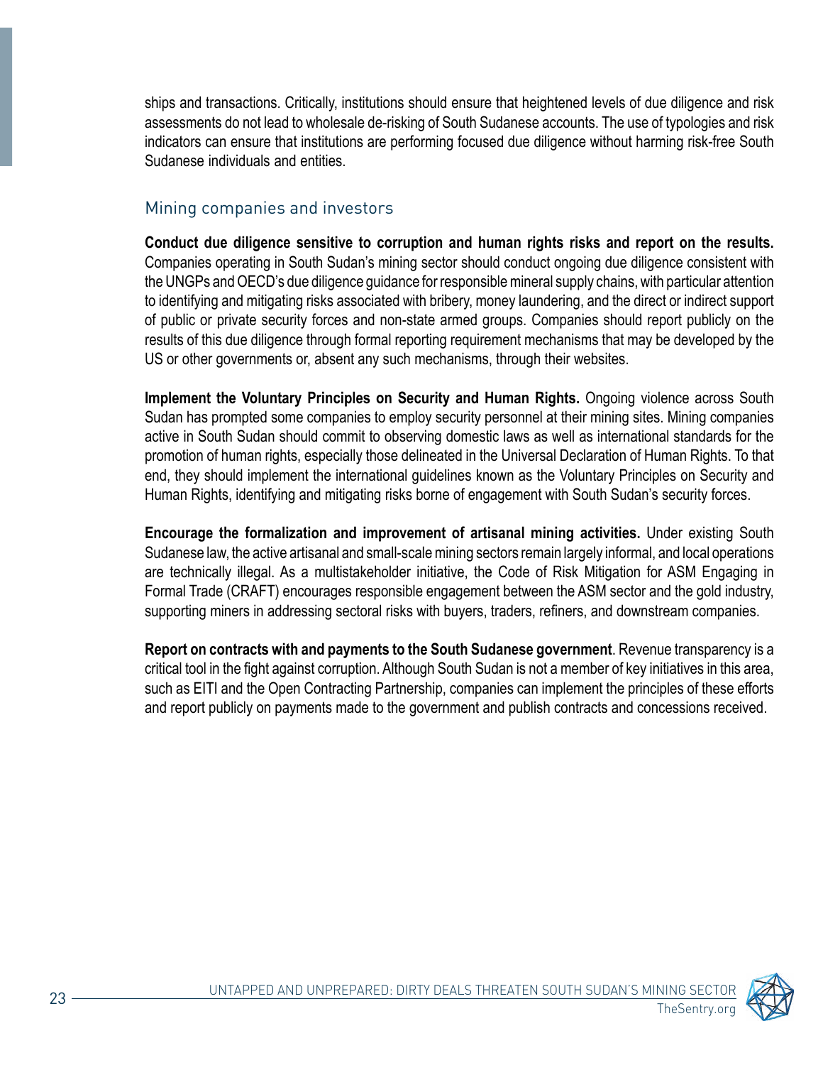ships and transactions. Critically, institutions should ensure that heightened levels of due diligence and risk assessments do not lead to wholesale de-risking of South Sudanese accounts. The use of typologies and risk indicators can ensure that institutions are performing focused due diligence without harming risk-free South Sudanese individuals and entities.

### Mining companies and investors

**Conduct due diligence sensitive to corruption and human rights risks and report on the results.** Companies operating in South Sudan's mining sector should conduct ongoing due diligence consistent with the UNGPs and OECD's due diligence guidance for responsible mineral supply chains, with particular attention to identifying and mitigating risks associated with bribery, money laundering, and the direct or indirect support of public or private security forces and non-state armed groups. Companies should report publicly on the results of this due diligence through formal reporting requirement mechanisms that may be developed by the US or other governments or, absent any such mechanisms, through their websites.

**Implement the Voluntary Principles on Security and Human Rights.** Ongoing violence across South Sudan has prompted some companies to employ security personnel at their mining sites. Mining companies active in South Sudan should commit to observing domestic laws as well as international standards for the promotion of human rights, especially those delineated in the Universal Declaration of Human Rights. To that end, they should implement the international guidelines known as the Voluntary Principles on Security and Human Rights, identifying and mitigating risks borne of engagement with South Sudan's security forces.

**Encourage the formalization and improvement of artisanal mining activities.** Under existing South Sudanese law, the active artisanal and small-scale mining sectors remain largely informal, and local operations are technically illegal. As a multistakeholder initiative, the Code of Risk Mitigation for ASM Engaging in Formal Trade (CRAFT) encourages responsible engagement between the ASM sector and the gold industry, supporting miners in addressing sectoral risks with buyers, traders, refiners, and downstream companies.

**Report on contracts with and payments to the South Sudanese government**. Revenue transparency is a critical tool in the fight against corruption. Although South Sudan is not a member of key initiatives in this area, such as EITI and the Open Contracting Partnership, companies can implement the principles of these efforts and report publicly on payments made to the government and publish contracts and concessions received.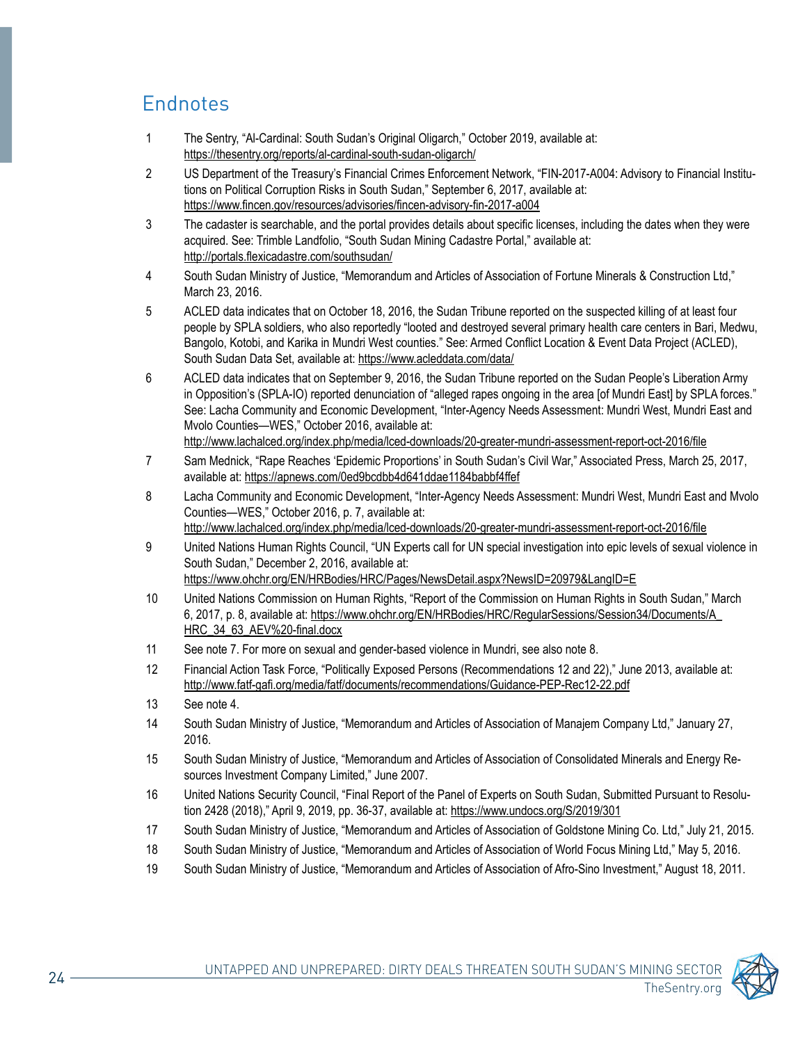## Endnotes

1. The Sentry, "Al-Cardinal: South Sudan's Original Oligarch," October 2019, available at: https://thesentry.org/reports/al-cardinal-south-sudan-oligarch/
2. US Department of the Treasury's Financial Crimes Enforcement Network, "FIN-2017-A004: Advisory to Financial Institutions on Political Corruption Risks in South Sudan," September 6, 2017, available at: https://www.fincen.gov/resources/advisories/fincen-advisory-fin-2017-a004
3. The cadaster is searchable, and the portal provides details about specific licenses, including the dates when they were acquired. See: Trimble Landfolio, "South Sudan Mining Cadastre Portal," available at: http://portals.flexicadastre.com/southsudan/
4. South Sudan Ministry of Justice, "Memorandum and Articles of Association of Fortune Minerals & Construction Ltd," March 23, 2016.
5. ACLED data indicates that on October 18, 2016, the Sudan Tribune reported on the suspected killing of at least four people by SPLA soldiers, who also reportedly "looted and destroyed several primary health care centers in Bari, Medwu, Bangolo, Kotobi, and Karika in Mundri West counties." See: Armed Conflict Location & Event Data Project (ACLED), South Sudan Data Set, available at: https://www.acleddata.com/data/
6. ACLED data indicates that on September 9, 2016, the Sudan Tribune reported on the Sudan People's Liberation Army in Opposition's (SPLA-IO) reported denunciation of "alleged rapes ongoing in the area [of Mundri East] by SPLA forces." See: Lacha Community and Economic Development, "Inter-Agency Needs Assessment: Mundri West, Mundri East and Mvolo Counties—WES," October 2016, available at: http://www.lachalced.org/index.php/media/lced-downloads/20-greater-mundri-assessment-report-oct-2016/file
7. Sam Mednick, "Rape Reaches 'Epidemic Proportions' in South Sudan's Civil War," Associated Press, March 25, 2017, available at: https://apnews.com/0ed9bcdbb4d641ddae1184babbf4ffef
8. Lacha Community and Economic Development, "Inter-Agency Needs Assessment: Mundri West, Mundri East and Mvolo Counties—WES," October 2016, p. 7, available at: http://www.lachalced.org/index.php/media/lced-downloads/20-greater-mundri-assessment-report-oct-2016/file
9. United Nations Human Rights Council, "UN Experts call for UN special investigation into epic levels of sexual violence in South Sudan," December 2, 2016, available at: https://www.ohchr.org/EN/HRBodies/HRC/Pages/NewsDetail.aspx?NewsID=20979&LangID=E
10. United Nations Commission on Human Rights, "Report of the Commission on Human Rights in South Sudan," March 6, 2017, p. 8, available at: https://www.ohchr.org/EN/HRBodies/HRC/RegularSessions/Session34/Documents/A_HRC_34_63_AEV%20-final.docx
11. See note 7. For more on sexual and gender-based violence in Mundri, see also note 8.
12. Financial Action Task Force, "Politically Exposed Persons (Recommendations 12 and 22)," June 2013, available at: http://www.fatf-gafi.org/media/fatf/documents/recommendations/Guidance-PEP-Rec12-22.pdf
13. See note 4.
14. South Sudan Ministry of Justice, "Memorandum and Articles of Association of Manajem Company Ltd," January 27, 2016.
15. South Sudan Ministry of Justice, "Memorandum and Articles of Association of Consolidated Minerals and Energy Resources Investment Company Limited," June 2007.
16. United Nations Security Council, "Final Report of the Panel of Experts on South Sudan, Submitted Pursuant to Resolution 2428 (2018)," April 9, 2019, pp. 36-37, available at: https://www.undocs.org/S/2019/301
17. South Sudan Ministry of Justice, "Memorandum and Articles of Association of Goldstone Mining Co. Ltd," July 21, 2015.
18. South Sudan Ministry of Justice, "Memorandum and Articles of Association of World Focus Mining Ltd," May 5, 2016.
19. South Sudan Ministry of Justice, "Memorandum and Articles of Association of Afro-Sino Investment," August 18, 2011.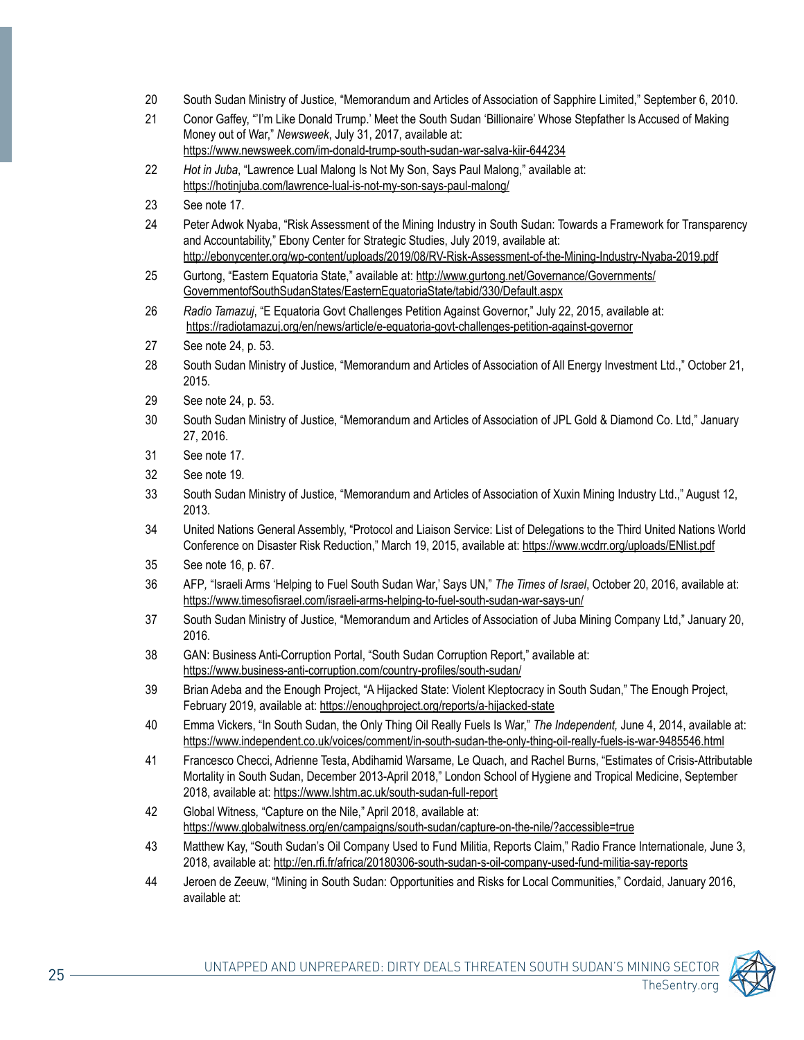20 South Sudan Ministry of Justice, "Memorandum and Articles of Association of Sapphire Limited," September 6, 2010.

21 Conor Gaffey, "'I'm Like Donald Trump.' Meet the South Sudan 'Billionaire' Whose Stepfather Is Accused of Making Money out of War," *Newsweek*, July 31, 2017, available at: https://www.newsweek.com/im-donald-trump-south-sudan-war-salva-kiir-644234

22 *Hot in Juba*, "Lawrence Lual Malong Is Not My Son, Says Paul Malong," available at: https://hotinjuba.com/lawrence-lual-is-not-my-son-says-paul-malong/

23 See note 17.

24 Peter Adwok Nyaba, "Risk Assessment of the Mining Industry in South Sudan: Towards a Framework for Transparency and Accountability," Ebony Center for Strategic Studies, July 2019, available at: http://ebonycenter.org/wp-content/uploads/2019/08/RV-Risk-Assessment-of-the-Mining-Industry-Nyaba-2019.pdf

25 Gurtong, "Eastern Equatoria State," available at: http://www.gurtong.net/Governance/Governments/GovernmentofSouthSudanStates/EasternEquatoriaState/tabid/330/Default.aspx

26 *Radio Tamazuj*, "E Equatoria Govt Challenges Petition Against Governor," July 22, 2015, available at: https://radiotamazuj.org/en/news/article/e-equatoria-govt-challenges-petition-against-governor

27 See note 24, p. 53.

28 South Sudan Ministry of Justice, "Memorandum and Articles of Association of All Energy Investment Ltd.," October 21, 2015.

29 See note 24, p. 53.

30 South Sudan Ministry of Justice, "Memorandum and Articles of Association of JPL Gold & Diamond Co. Ltd," January 27, 2016.

31 See note 17.

32 See note 19.

33 South Sudan Ministry of Justice, "Memorandum and Articles of Association of Xuxin Mining Industry Ltd.," August 12, 2013.

34 United Nations General Assembly, "Protocol and Liaison Service: List of Delegations to the Third United Nations World Conference on Disaster Risk Reduction," March 19, 2015, available at: https://www.wcdrr.org/uploads/ENlist.pdf

35 See note 16, p. 67.

36 AFP, "Israeli Arms 'Helping to Fuel South Sudan War,' Says UN," *The Times of Israel*, October 20, 2016, available at: https://www.timesofisrael.com/israeli-arms-helping-to-fuel-south-sudan-war-says-un/

37 South Sudan Ministry of Justice, "Memorandum and Articles of Association of Juba Mining Company Ltd," January 20, 2016.

38 GAN: Business Anti-Corruption Portal, "South Sudan Corruption Report," available at: https://www.business-anti-corruption.com/country-profiles/south-sudan/

39 Brian Adeba and the Enough Project, "A Hijacked State: Violent Kleptocracy in South Sudan," The Enough Project, February 2019, available at: https://enoughproject.org/reports/a-hijacked-state

40 Emma Vickers, "In South Sudan, the Only Thing Oil Really Fuels Is War," *The Independent,* June 4, 2014, available at: https://www.independent.co.uk/voices/comment/in-south-sudan-the-only-thing-oil-really-fuels-is-war-9485546.html

41 Francesco Checci, Adrienne Testa, Abdihamid Warsame, Le Quach, and Rachel Burns, "Estimates of Crisis-Attributable Mortality in South Sudan, December 2013-April 2018," London School of Hygiene and Tropical Medicine, September 2018, available at: https://www.lshtm.ac.uk/south-sudan-full-report

42 Global Witness, "Capture on the Nile," April 2018, available at: https://www.globalwitness.org/en/campaigns/south-sudan/capture-on-the-nile/?accessible=true

43 Matthew Kay, "South Sudan's Oil Company Used to Fund Militia, Reports Claim," Radio France Internationale, June 3, 2018, available at: http://en.rfi.fr/africa/20180306-south-sudan-s-oil-company-used-fund-militia-say-reports

44 Jeroen de Zeeuw, "Mining in South Sudan: Opportunities and Risks for Local Communities," Cordaid, January 2016, available at: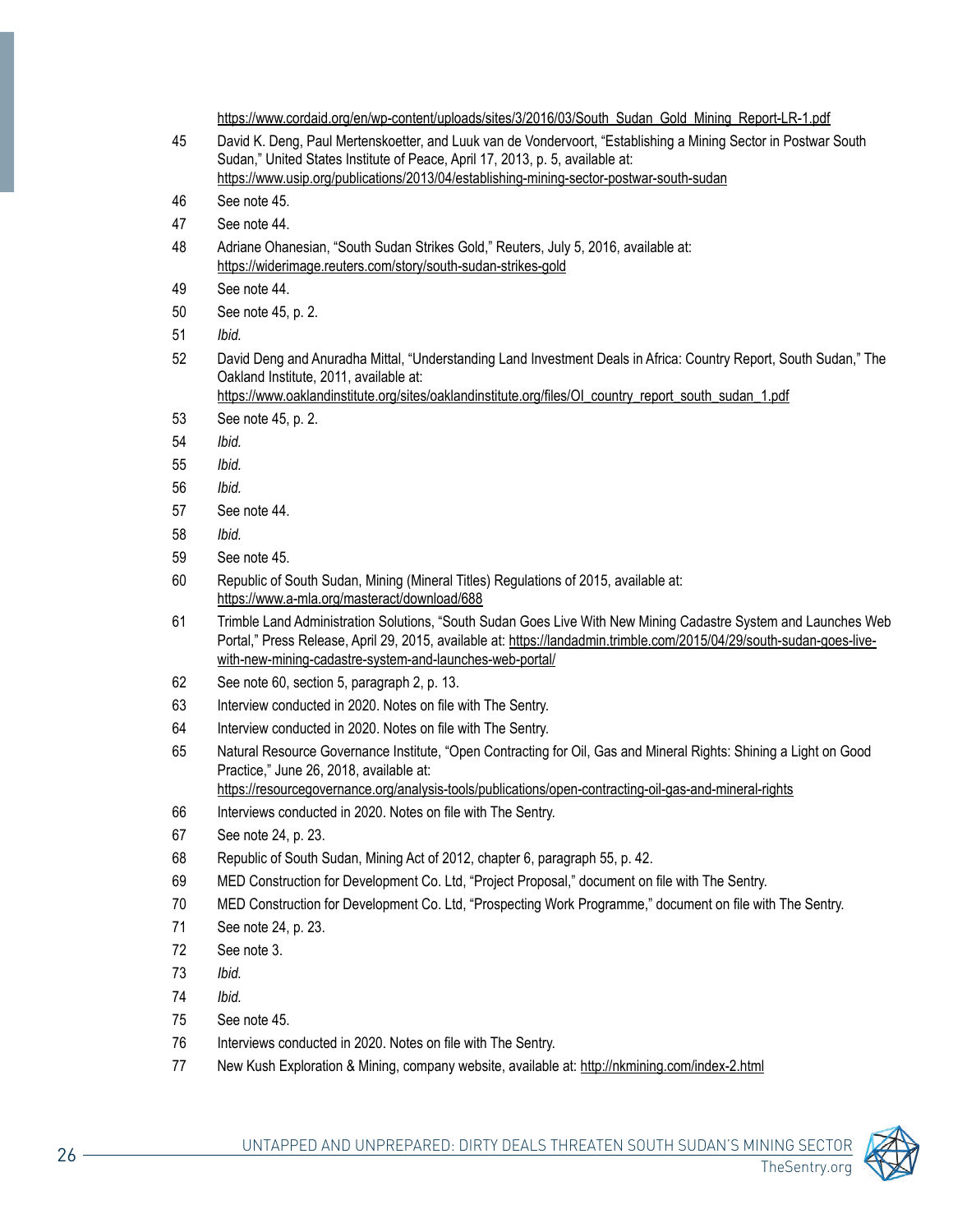https://www.cordaid.org/en/wp-content/uploads/sites/3/2016/03/South_Sudan_Gold_Mining_Report-LR-1.pdf

45 David K. Deng, Paul Mertenskoetter, and Luuk van de Vondervoort, "Establishing a Mining Sector in Postwar South Sudan," United States Institute of Peace, April 17, 2013, p. 5, available at: https://www.usip.org/publications/2013/04/establishing-mining-sector-postwar-south-sudan

46 See note 45.

47 See note 44.

48 Adriane Ohanesian, "South Sudan Strikes Gold," Reuters, July 5, 2016, available at: https://widerimage.reuters.com/story/south-sudan-strikes-gold

49 See note 44.

50 See note 45, p. 2.

51 *Ibid.*

52 David Deng and Anuradha Mittal, "Understanding Land Investment Deals in Africa: Country Report, South Sudan," The Oakland Institute, 2011, available at: https://www.oaklandinstitute.org/sites/oaklandinstitute.org/files/OI_country_report_south_sudan_1.pdf

53 See note 45, p. 2.

54 *Ibid.*

55 *Ibid.*

56 *Ibid.*

57 See note 44.

58 *Ibid.*

59 See note 45.

60 Republic of South Sudan, Mining (Mineral Titles) Regulations of 2015, available at: https://www.a-mla.org/masteract/download/688

61 Trimble Land Administration Solutions, "South Sudan Goes Live With New Mining Cadastre System and Launches Web Portal," Press Release, April 29, 2015, available at: https://landadmin.trimble.com/2015/04/29/south-sudan-goes-live-with-new-mining-cadastre-system-and-launches-web-portal/

62 See note 60, section 5, paragraph 2, p. 13.

63 Interview conducted in 2020. Notes on file with The Sentry.

64 Interview conducted in 2020. Notes on file with The Sentry.

65 Natural Resource Governance Institute, "Open Contracting for Oil, Gas and Mineral Rights: Shining a Light on Good Practice," June 26, 2018, available at: https://resourcegovernance.org/analysis-tools/publications/open-contracting-oil-gas-and-mineral-rights

66 Interviews conducted in 2020. Notes on file with The Sentry.

67 See note 24, p. 23.

68 Republic of South Sudan, Mining Act of 2012, chapter 6, paragraph 55, p. 42.

69 MED Construction for Development Co. Ltd, "Project Proposal," document on file with The Sentry.

70 MED Construction for Development Co. Ltd, "Prospecting Work Programme," document on file with The Sentry.

71 See note 24, p. 23.

72 See note 3.

73 *Ibid.*

74 *Ibid.*

75 See note 45.

76 Interviews conducted in 2020. Notes on file with The Sentry.

77 New Kush Exploration & Mining, company website, available at: http://nkmining.com/index-2.html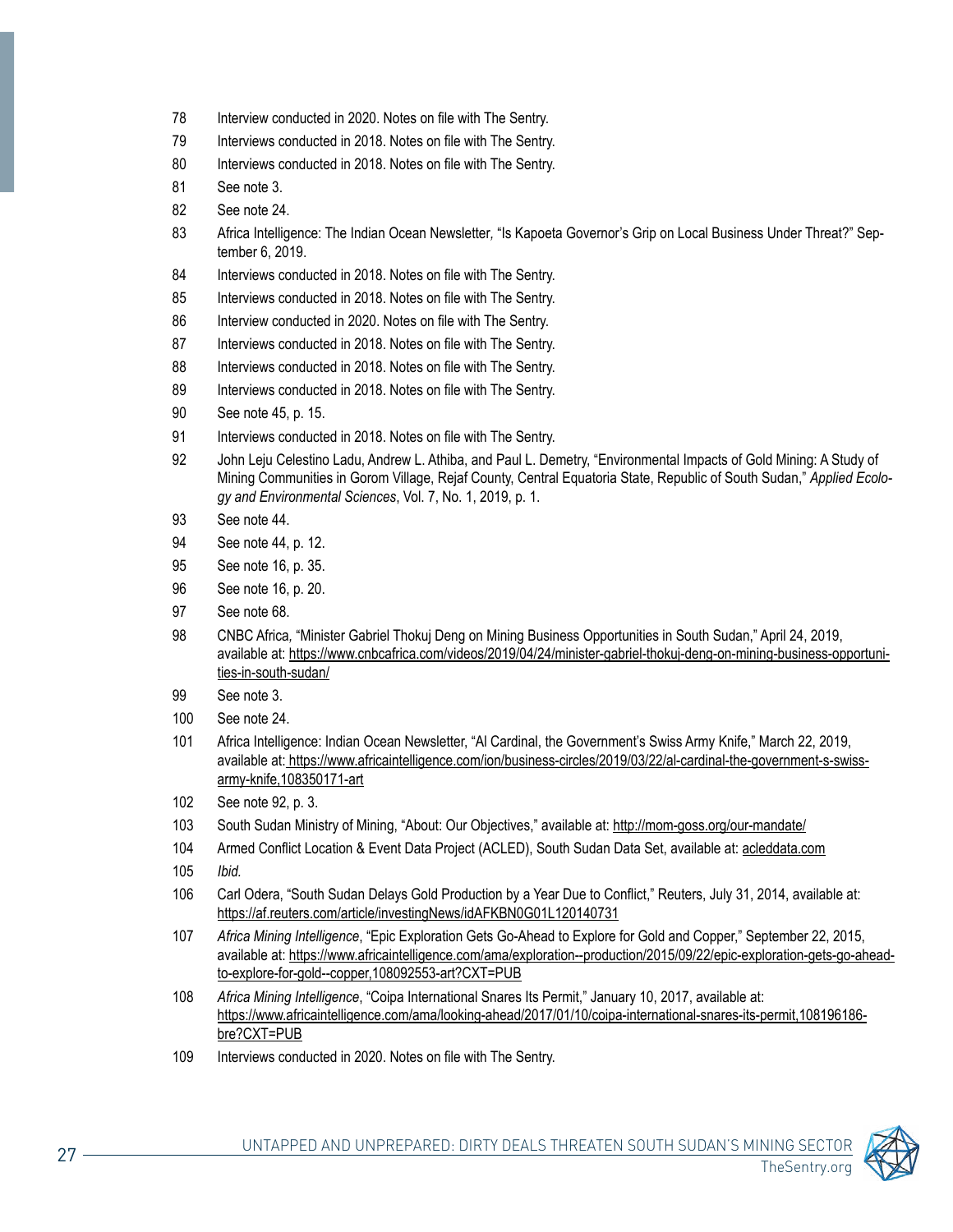78 Interview conducted in 2020. Notes on file with The Sentry.

79 Interviews conducted in 2018. Notes on file with The Sentry.

80 Interviews conducted in 2018. Notes on file with The Sentry.

81 See note 3.

82 See note 24.

83 Africa Intelligence: The Indian Ocean Newsletter, "Is Kapoeta Governor's Grip on Local Business Under Threat?" September 6, 2019.

84 Interviews conducted in 2018. Notes on file with The Sentry.

85 Interviews conducted in 2018. Notes on file with The Sentry.

86 Interview conducted in 2020. Notes on file with The Sentry.

87 Interviews conducted in 2018. Notes on file with The Sentry.

88 Interviews conducted in 2018. Notes on file with The Sentry.

89 Interviews conducted in 2018. Notes on file with The Sentry.

90 See note 45, p. 15.

91 Interviews conducted in 2018. Notes on file with The Sentry.

92 John Leju Celestino Ladu, Andrew L. Athiba, and Paul L. Demetry, "Environmental Impacts of Gold Mining: A Study of Mining Communities in Gorom Village, Rejaf County, Central Equatoria State, Republic of South Sudan," *Applied Ecology and Environmental Sciences*, Vol. 7, No. 1, 2019, p. 1.

93 See note 44.

94 See note 44, p. 12.

95 See note 16, p. 35.

96 See note 16, p. 20.

97 See note 68.

98 CNBC Africa, "Minister Gabriel Thokuj Deng on Mining Business Opportunities in South Sudan," April 24, 2019, available at: https://www.cnbcafrica.com/videos/2019/04/24/minister-gabriel-thokuj-deng-on-mining-business-opportunities-in-south-sudan/

99 See note 3.

100 See note 24.

101 Africa Intelligence: Indian Ocean Newsletter, "Al Cardinal, the Government's Swiss Army Knife," March 22, 2019, available at: https://www.africaintelligence.com/ion/business-circles/2019/03/22/al-cardinal-the-government-s-swiss-army-knife,108350171-art

102 See note 92, p. 3.

103 South Sudan Ministry of Mining, "About: Our Objectives," available at: http://mom-goss.org/our-mandate/

104 Armed Conflict Location & Event Data Project (ACLED), South Sudan Data Set, available at: acleddata.com

105 *Ibid.*

106 Carl Odera, "South Sudan Delays Gold Production by a Year Due to Conflict," Reuters, July 31, 2014, available at: https://af.reuters.com/article/investingNews/idAFKBN0G01L120140731

107 *Africa Mining Intelligence*, "Epic Exploration Gets Go-Ahead to Explore for Gold and Copper," September 22, 2015, available at: https://www.africaintelligence.com/ama/exploration--production/2015/09/22/epic-exploration-gets-go-ahead-to-explore-for-gold--copper,108092553-art?CXT=PUB

108 *Africa Mining Intelligence*, "Coipa International Snares Its Permit," January 10, 2017, available at: https://www.africaintelligence.com/ama/looking-ahead/2017/01/10/coipa-international-snares-its-permit,108196186-bre?CXT=PUB

109 Interviews conducted in 2020. Notes on file with The Sentry.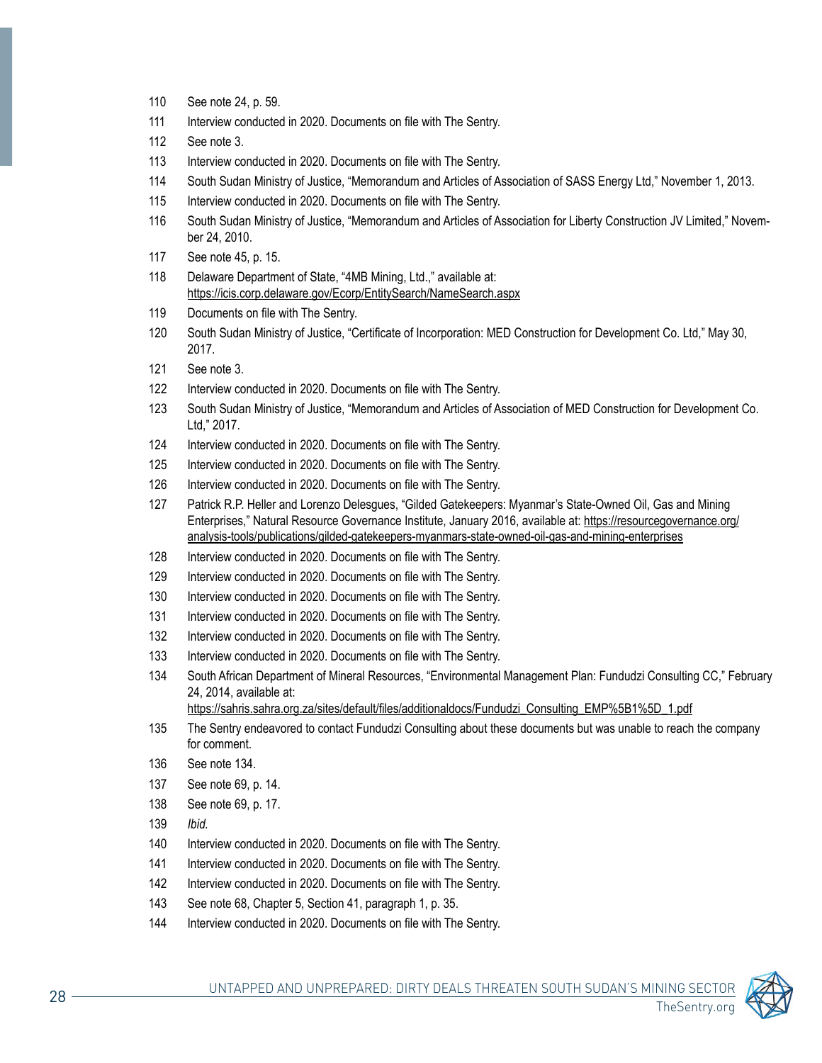110 See note 24, p. 59.

111 Interview conducted in 2020. Documents on file with The Sentry.

112 See note 3.

113 Interview conducted in 2020. Documents on file with The Sentry.

114 South Sudan Ministry of Justice, "Memorandum and Articles of Association of SASS Energy Ltd," November 1, 2013.

115 Interview conducted in 2020. Documents on file with The Sentry.

116 South Sudan Ministry of Justice, "Memorandum and Articles of Association for Liberty Construction JV Limited," November 24, 2010.

117 See note 45, p. 15.

118 Delaware Department of State, "4MB Mining, Ltd.," available at: https://icis.corp.delaware.gov/Ecorp/EntitySearch/NameSearch.aspx

119 Documents on file with The Sentry.

120 South Sudan Ministry of Justice, "Certificate of Incorporation: MED Construction for Development Co. Ltd," May 30, 2017.

121 See note 3.

122 Interview conducted in 2020. Documents on file with The Sentry.

123 South Sudan Ministry of Justice, "Memorandum and Articles of Association of MED Construction for Development Co. Ltd," 2017.

124 Interview conducted in 2020. Documents on file with The Sentry.

125 Interview conducted in 2020. Documents on file with The Sentry.

126 Interview conducted in 2020. Documents on file with The Sentry.

127 Patrick R.P. Heller and Lorenzo Delesgues, "Gilded Gatekeepers: Myanmar's State-Owned Oil, Gas and Mining Enterprises," Natural Resource Governance Institute, January 2016, available at: https://resourcegovernance.org/analysis-tools/publications/gilded-gatekeepers-myanmars-state-owned-oil-gas-and-mining-enterprises

128 Interview conducted in 2020. Documents on file with The Sentry.

129 Interview conducted in 2020. Documents on file with The Sentry.

130 Interview conducted in 2020. Documents on file with The Sentry.

131 Interview conducted in 2020. Documents on file with The Sentry.

132 Interview conducted in 2020. Documents on file with The Sentry.

133 Interview conducted in 2020. Documents on file with The Sentry.

134 South African Department of Mineral Resources, "Environmental Management Plan: Fundudzi Consulting CC," February 24, 2014, available at: https://sahris.sahra.org.za/sites/default/files/additionaldocs/Fundudzi_Consulting_EMP%5B1%5D_1.pdf

135 The Sentry endeavored to contact Fundudzi Consulting about these documents but was unable to reach the company for comment.

136 See note 134.

137 See note 69, p. 14.

138 See note 69, p. 17.

139 *Ibid.*

140 Interview conducted in 2020. Documents on file with The Sentry.

141 Interview conducted in 2020. Documents on file with The Sentry.

142 Interview conducted in 2020. Documents on file with The Sentry.

143 See note 68, Chapter 5, Section 41, paragraph 1, p. 35.

144 Interview conducted in 2020. Documents on file with The Sentry.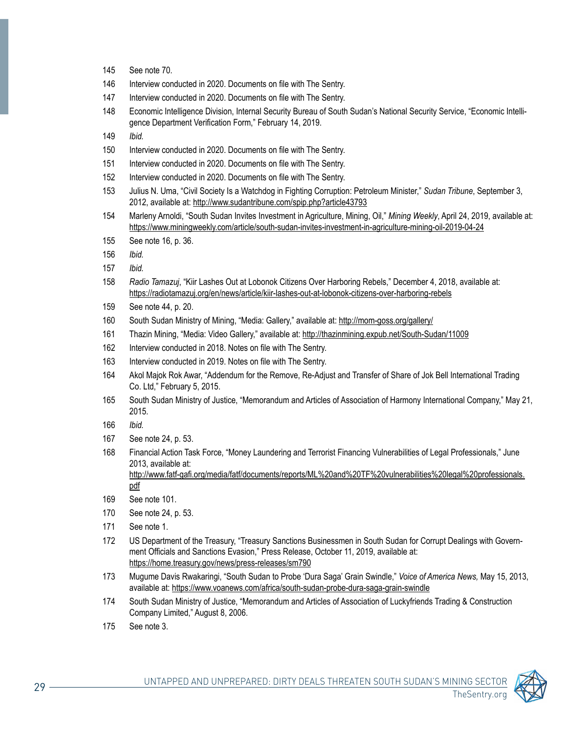145 See note 70.

146 Interview conducted in 2020. Documents on file with The Sentry.

147 Interview conducted in 2020. Documents on file with The Sentry.

148 Economic Intelligence Division, Internal Security Bureau of South Sudan's National Security Service, "Economic Intelligence Department Verification Form," February 14, 2019.

149 *Ibid.*

150 Interview conducted in 2020. Documents on file with The Sentry.

151 Interview conducted in 2020. Documents on file with The Sentry.

152 Interview conducted in 2020. Documents on file with The Sentry.

153 Julius N. Uma, "Civil Society Is a Watchdog in Fighting Corruption: Petroleum Minister," *Sudan Tribune*, September 3, 2012, available at: http://www.sudantribune.com/spip.php?article43793

154 Marleny Arnoldi, "South Sudan Invites Investment in Agriculture, Mining, Oil," *Mining Weekly*, April 24, 2019, available at: https://www.miningweekly.com/article/south-sudan-invites-investment-in-agriculture-mining-oil-2019-04-24

155 See note 16, p. 36.

156 *Ibid.*

157 *Ibid.*

158 *Radio Tamazuj*, "Kiir Lashes Out at Lobonok Citizens Over Harboring Rebels," December 4, 2018, available at: https://radiotamazuj.org/en/news/article/kiir-lashes-out-at-lobonok-citizens-over-harboring-rebels

159 See note 44, p. 20.

160 South Sudan Ministry of Mining, "Media: Gallery," available at: http://mom-goss.org/gallery/

161 Thazin Mining, "Media: Video Gallery," available at: http://thazinmining.expub.net/South-Sudan/11009

162 Interview conducted in 2018. Notes on file with The Sentry.

163 Interview conducted in 2019. Notes on file with The Sentry.

164 Akol Majok Rok Awar, "Addendum for the Remove, Re-Adjust and Transfer of Share of Jok Bell International Trading Co. Ltd," February 5, 2015.

165 South Sudan Ministry of Justice, "Memorandum and Articles of Association of Harmony International Company," May 21, 2015.

166 *Ibid.*

167 See note 24, p. 53.

168 Financial Action Task Force, "Money Laundering and Terrorist Financing Vulnerabilities of Legal Professionals," June 2013, available at: http://www.fatf-gafi.org/media/fatf/documents/reports/ML%20and%20TF%20vulnerabilities%20legal%20professionals.pdf

169 See note 101.

170 See note 24, p. 53.

171 See note 1.

172 US Department of the Treasury, "Treasury Sanctions Businessmen in South Sudan for Corrupt Dealings with Government Officials and Sanctions Evasion," Press Release, October 11, 2019, available at: https://home.treasury.gov/news/press-releases/sm790

173 Mugume Davis Rwakaringi, "South Sudan to Probe 'Dura Saga' Grain Swindle," *Voice of America News,* May 15, 2013, available at: https://www.voanews.com/africa/south-sudan-probe-dura-saga-grain-swindle

174 South Sudan Ministry of Justice, "Memorandum and Articles of Association of Luckyfriends Trading & Construction Company Limited," August 8, 2006.

175 See note 3.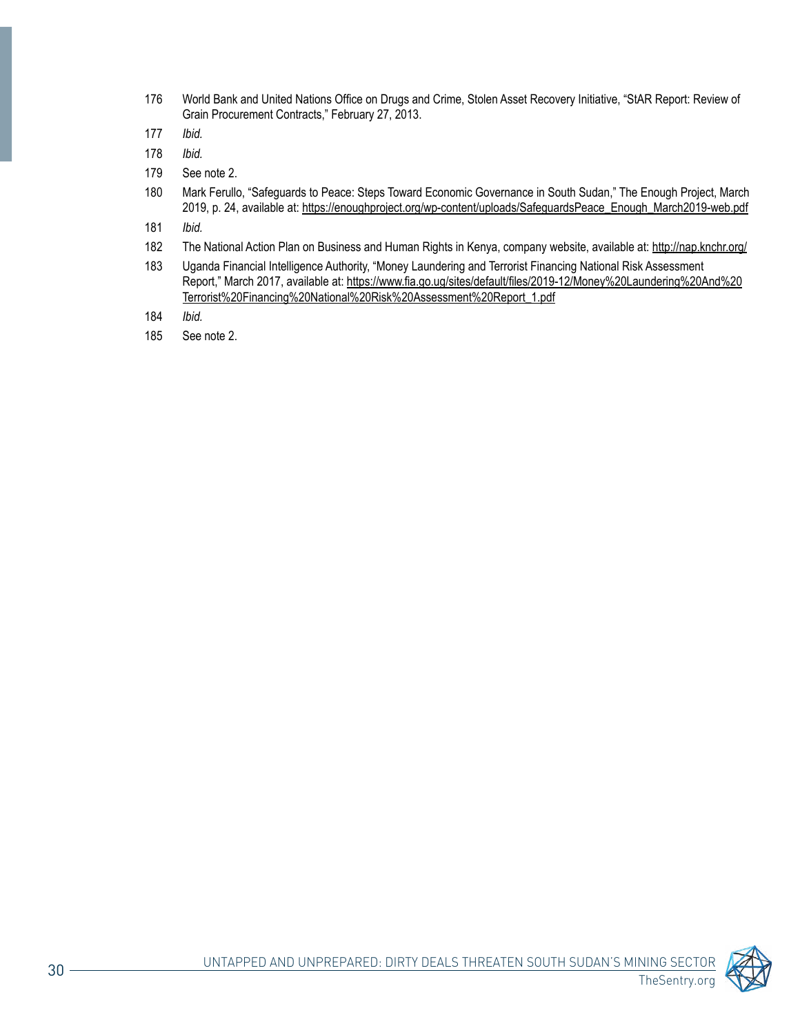176 World Bank and United Nations Office on Drugs and Crime, Stolen Asset Recovery Initiative, “StAR Report: Review of Grain Procurement Contracts,” February 27, 2013.

177 *Ibid.*

178 *Ibid.*

179 See note 2.

180 Mark Ferullo, “Safeguards to Peace: Steps Toward Economic Governance in South Sudan,” The Enough Project, March 2019, p. 24, available at: https://enoughproject.org/wp-content/uploads/SafeguardsPeace_Enough_March2019-web.pdf

181 *Ibid.*

182 The National Action Plan on Business and Human Rights in Kenya, company website, available at: http://nap.knchr.org/

183 Uganda Financial Intelligence Authority, “Money Laundering and Terrorist Financing National Risk Assessment Report,” March 2017, available at: https://www.fia.go.ug/sites/default/files/2019-12/Money%20Laundering%20And%20Terrorist%20Financing%20National%20Risk%20Assessment%20Report_1.pdf

184 *Ibid.*

185 See note 2.